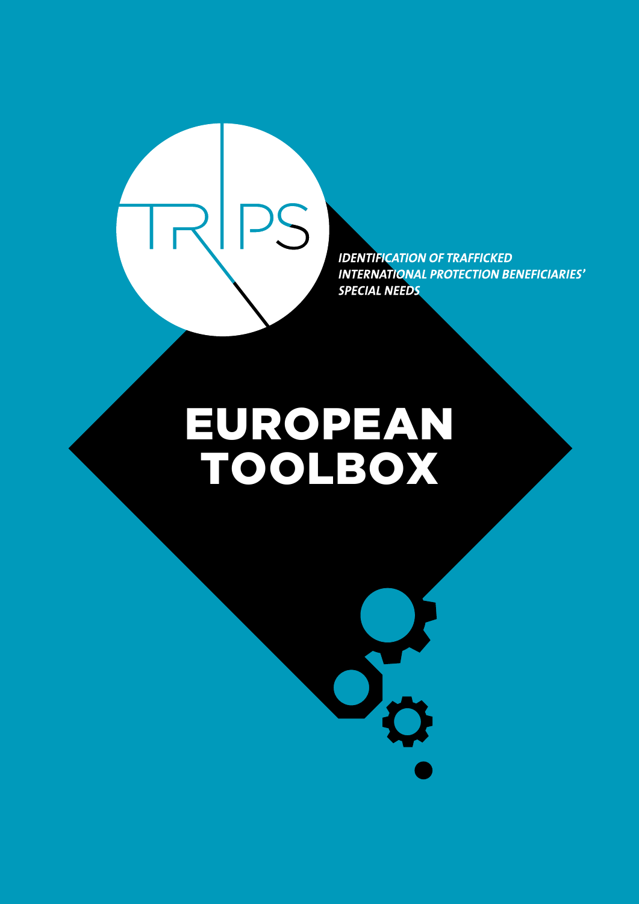TRIPS

*IDENTIFICATION OF TRAFFICKED INTERNATIONAL PROTECTION BENEFICIARIES' SPECIAL NEEDS*

# EUROPEAN TOOLBOX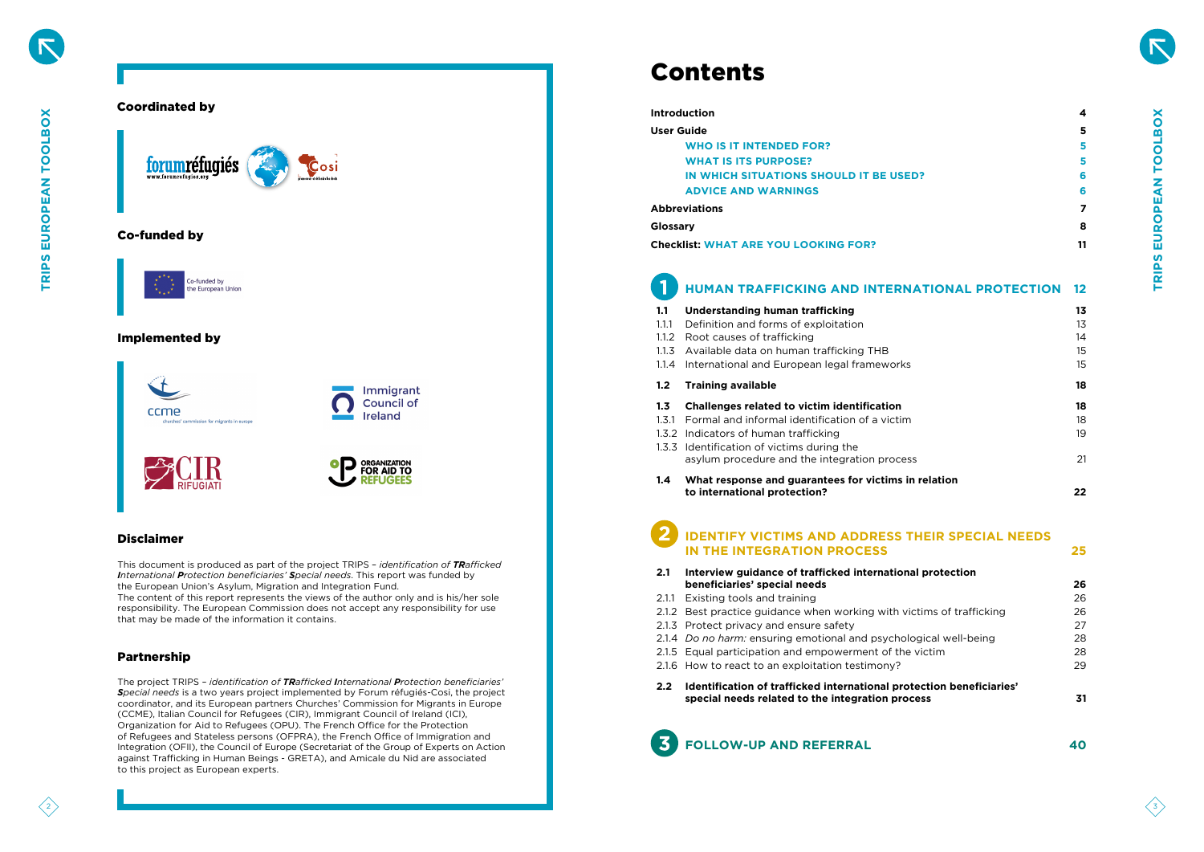## Coordinated by

forumréfugiés Cosi

## Co-funded by

Co-funded by the European Union

## Implemented by

ccme churches' commission for migrants in europe

Immigrant Council of Ireland

CIR RIFUGIATI

ORGANIZATION FOR AID TO REFUGEES

## Disclaimer

This document is produced as part of the project TRIPS – *identification of **TR**afficked **I**nternational **P**rotection beneficiaries' **S**pecial needs*. This report was funded by the European Union's Asylum, Migration and Integration Fund.
The content of this report represents the views of the author only and is his/her sole responsibility. The European Commission does not accept any responsibility for use that may be made of the information it contains.

## Partnership

The project TRIPS – *identification of **TR**afficked **I**nternational **P**rotection beneficiaries' **S**pecial needs* is a two years project implemented by Forum réfugiés-Cosi, the project coordinator, and its European partners Churches' Commission for Migrants in Europe (CCME), Italian Council for Refugees (CIR), Immigrant Council of Ireland (ICI), Organization for Aid to Refugees (OPU). The French Office for the Protection of Refugees and Stateless persons (OFPRA), the French Office of Immigration and Integration (OFII), the Council of Europe (Secretariat of the Group of Experts on Action against Trafficking in Human Beings - GRETA), and Amicale du Nid are associated to this project as European experts.

# Contents

| | | |
|---|---|---|
| **Introduction** | | **4** |
| **User Guide** | | **5** |
| | WHO IS IT INTENDED FOR? | 5 |
| | WHAT IS ITS PURPOSE? | 5 |
| | IN WHICH SITUATIONS SHOULD IT BE USED? | 6 |
| | ADVICE AND WARNINGS | 6 |
| **Abbreviations** | | **7** |
| **Glossary** | | **8** |
| **Checklist:** WHAT ARE YOU LOOKING FOR? | | **11** |
| **1** | **HUMAN TRAFFICKING AND INTERNATIONAL PROTECTION** | **12** |
| **1.1** | **Understanding human trafficking** | **13** |
| 1.1.1 | Definition and forms of exploitation | 13 |
| 1.1.2 | Root causes of trafficking | 14 |
| 1.1.3 | Available data on human trafficking THB | 15 |
| 1.1.4 | International and European legal frameworks | 15 |
| **1.2** | **Training available** | **18** |
| **1.3** | **Challenges related to victim identification** | **18** |
| 1.3.1 | Formal and informal identification of a victim | 18 |
| 1.3.2 | Indicators of human trafficking | 19 |
| 1.3.3 | Identification of victims during the asylum procedure and the integration process | 21 |
| **1.4** | **What response and guarantees for victims in relation to international protection?** | **22** |
| **2** | **IDENTIFY VICTIMS AND ADDRESS THEIR SPECIAL NEEDS IN THE INTEGRATION PROCESS** | **25** |
| **2.1** | **Interview guidance of trafficked international protection beneficiaries' special needs** | **26** |
| 2.1.1 | Existing tools and training | 26 |
| 2.1.2 | Best practice guidance when working with victims of trafficking | 26 |
| 2.1.3 | Protect privacy and ensure safety | 27 |
| 2.1.4 | *Do no harm:* ensuring emotional and psychological well-being | 28 |
| 2.1.5 | Equal participation and empowerment of the victim | 28 |
| 2.1.6 | How to react to an exploitation testimony? | 29 |
| **2.2** | **Identification of trafficked international protection beneficiaries' special needs related to the integration process** | **31** |
| **3** | **FOLLOW-UP AND REFERRAL** | **40** |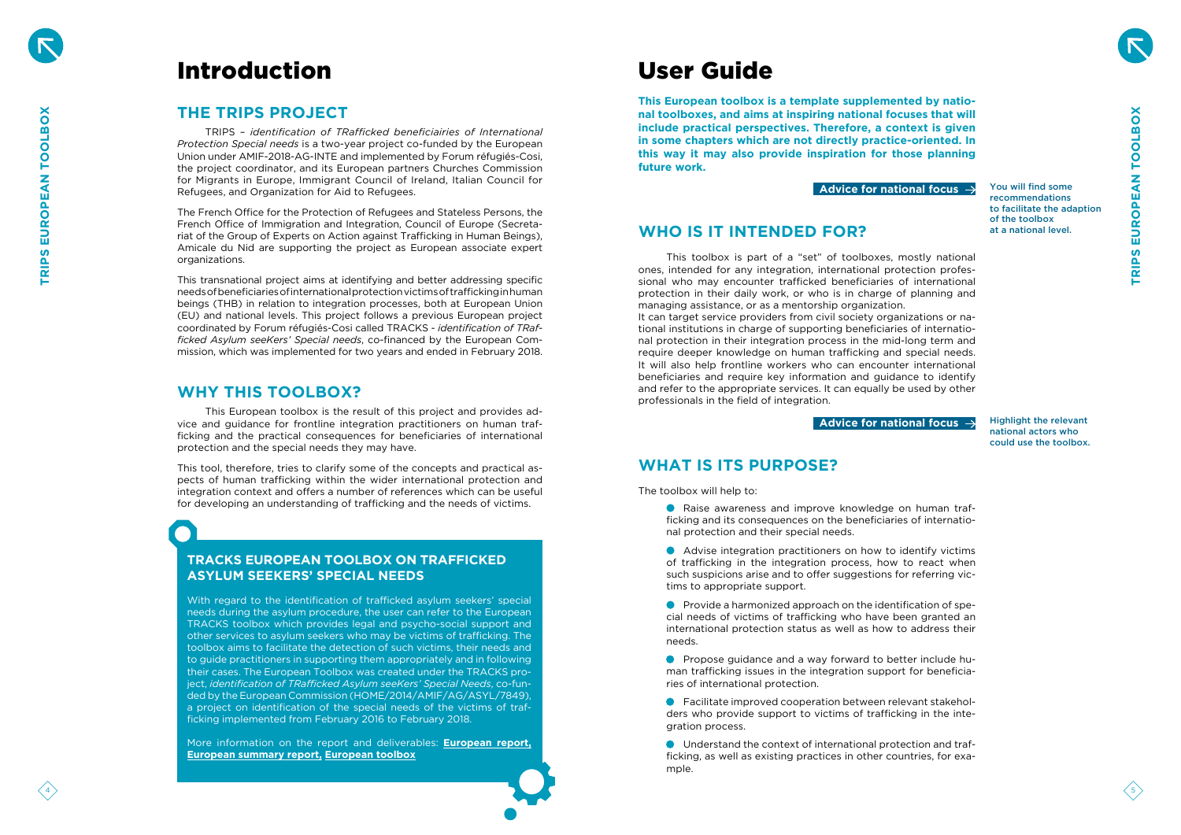# Introduction

## THE TRIPS PROJECT

TRIPS – *identification of TRafficked beneficiairies of International Protection Special needs* is a two-year project co-funded by the European Union under AMIF-2018-AG-INTE and implemented by Forum réfugiés-Cosi, the project coordinator, and its European partners Churches Commission for Migrants in Europe, Immigrant Council of Ireland, Italian Council for Refugees, and Organization for Aid to Refugees.

The French Office for the Protection of Refugees and Stateless Persons, the French Office of Immigration and Integration, Council of Europe (Secretariat of the Group of Experts on Action against Trafficking in Human Beings), Amicale du Nid are supporting the project as European associate expert organizations.

This transnational project aims at identifying and better addressing specific needs of beneficiaries of international protection victims of trafficking in human beings (THB) in relation to integration processes, both at European Union (EU) and national levels. This project follows a previous European project coordinated by Forum réfugiés-Cosi called TRACKS - *identification of TRafficked Asylum seeKers' Special needs*, co-financed by the European Commission, which was implemented for two years and ended in February 2018.

## WHY THIS TOOLBOX?

This European toolbox is the result of this project and provides advice and guidance for frontline integration practitioners on human trafficking and the practical consequences for beneficiaries of international protection and the special needs they may have.

This tool, therefore, tries to clarify some of the concepts and practical aspects of human trafficking within the wider international protection and integration context and offers a number of references which can be useful for developing an understanding of trafficking and the needs of victims.

### TRACKS EUROPEAN TOOLBOX ON TRAFFICKED ASYLUM SEEKERS' SPECIAL NEEDS

With regard to the identification of trafficked asylum seekers' special needs during the asylum procedure, the user can refer to the European TRACKS toolbox which provides legal and psycho-social support and other services to asylum seekers who may be victims of trafficking. The toolbox aims to facilitate the detection of such victims, their needs and to guide practitioners in supporting them appropriately and in following their cases. The European Toolbox was created under the TRACKS project, *identification of TRafficked Asylum seeKers' Special Needs*, co-funded by the European Commission (HOME/2014/AMIF/AG/ASYL/7849), a project on identification of the special needs of the victims of trafficking implemented from February 2016 to February 2018.

More information on the report and deliverables: **European report, European summary report, European toolbox**

# User Guide

**This European toolbox is a template supplemented by national toolboxes, and aims at inspiring national focuses that will include practical perspectives. Therefore, a context is given in some chapters which are not directly practice-oriented. In this way it may also provide inspiration for those planning future work.**

**Advice for national focus →** You will find some recommendations to facilitate the adaption of the toolbox at a national level.

## WHO IS IT INTENDED FOR?

This toolbox is part of a "set" of toolboxes, mostly national ones, intended for any integration, international protection professional who may encounter trafficked beneficiaries of international protection in their daily work, or who is in charge of planning and managing assistance, or as a mentorship organization.

It can target service providers from civil society organizations or national institutions in charge of supporting beneficiaries of international protection in their integration process in the mid-long term and require deeper knowledge on human trafficking and special needs. It will also help frontline workers who can encounter international beneficiaries and require key information and guidance to identify and refer to the appropriate services. It can equally be used by other professionals in the field of integration.

**Advice for national focus →** Highlight the relevant national actors who could use the toolbox.

## WHAT IS ITS PURPOSE?

The toolbox will help to:

- Raise awareness and improve knowledge on human trafficking and its consequences on the beneficiaries of international protection and their special needs.
- Advise integration practitioners on how to identify victims of trafficking in the integration process, how to react when such suspicions arise and to offer suggestions for referring victims to appropriate support.
- Provide a harmonized approach on the identification of special needs of victims of trafficking who have been granted an international protection status as well as how to address their needs.
- Propose guidance and a way forward to better include human trafficking issues in the integration support for beneficiaries of international protection.
- Facilitate improved cooperation between relevant stakeholders who provide support to victims of trafficking in the integration process.
- Understand the context of international protection and trafficking, as well as existing practices in other countries, for example.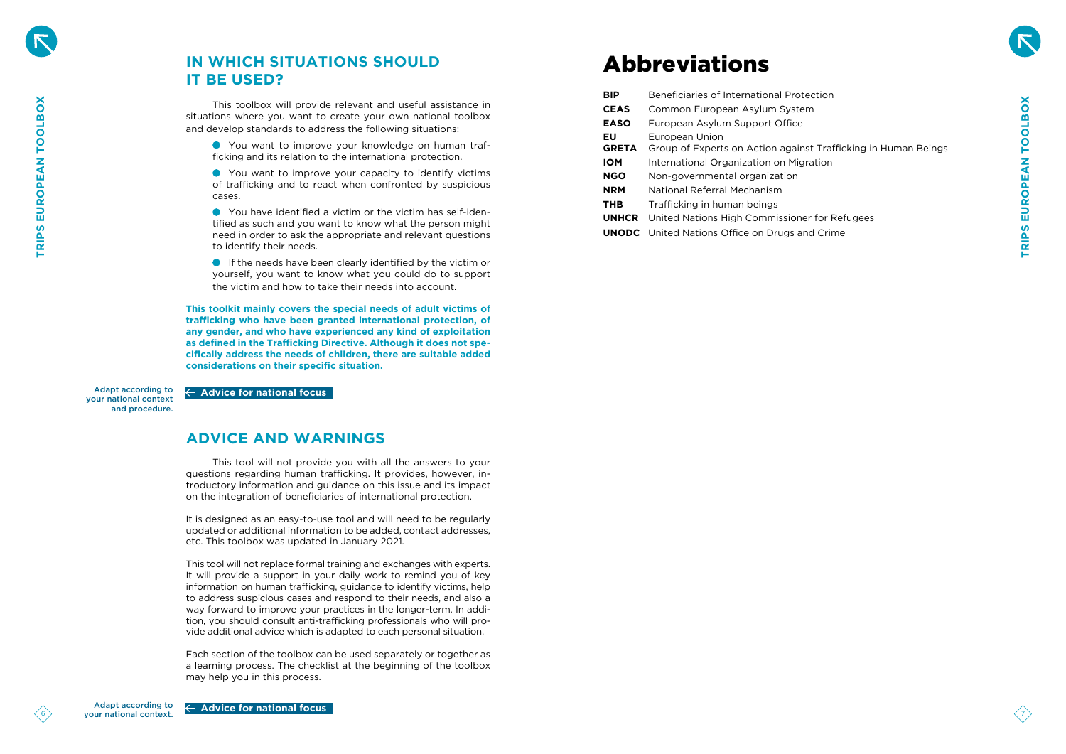## IN WHICH SITUATIONS SHOULD IT BE USED?

This toolbox will provide relevant and useful assistance in situations where you want to create your own national toolbox and develop standards to address the following situations:

- You want to improve your knowledge on human trafficking and its relation to the international protection.
- You want to improve your capacity to identify victims of trafficking and to react when confronted by suspicious cases.
- You have identified a victim or the victim has self-identified as such and you want to know what the person might need in order to ask the appropriate and relevant questions to identify their needs.
- If the needs have been clearly identified by the victim or yourself, you want to know what you could do to support the victim and how to take their needs into account.

**This toolkit mainly covers the special needs of adult victims of trafficking who have been granted international protection, of any gender, and who have experienced any kind of exploitation as defined in the Trafficking Directive. Although it does not specifically address the needs of children, there are suitable added considerations on their specific situation.**

Adapt according to your national context and procedure.

**← Advice for national focus**

## ADVICE AND WARNINGS

This tool will not provide you with all the answers to your questions regarding human trafficking. It provides, however, introductory information and guidance on this issue and its impact on the integration of beneficiaries of international protection.

It is designed as an easy-to-use tool and will need to be regularly updated or additional information to be added, contact addresses, etc. This toolbox was updated in January 2021.

This tool will not replace formal training and exchanges with experts. It will provide a support in your daily work to remind you of key information on human trafficking, guidance to identify victims, help to address suspicious cases and respond to their needs, and also a way forward to improve your practices in the longer-term. In addition, you should consult anti-trafficking professionals who will provide additional advice which is adapted to each personal situation.

Each section of the toolbox can be used separately or together as a learning process. The checklist at the beginning of the toolbox may help you in this process.

Adapt according to your national context.

**← Advice for national focus**

# Abbreviations

| | |
|---|---|
| **BIP** | Beneficiaries of International Protection |
| **CEAS** | Common European Asylum System |
| **EASO** | European Asylum Support Office |
| **EU** | European Union |
| **GRETA** | Group of Experts on Action against Trafficking in Human Beings |
| **IOM** | International Organization on Migration |
| **NGO** | Non-governmental organization |
| **NRM** | National Referral Mechanism |
| **THB** | Trafficking in human beings |
| **UNHCR** | United Nations High Commissioner for Refugees |
| **UNODC** | United Nations Office on Drugs and Crime |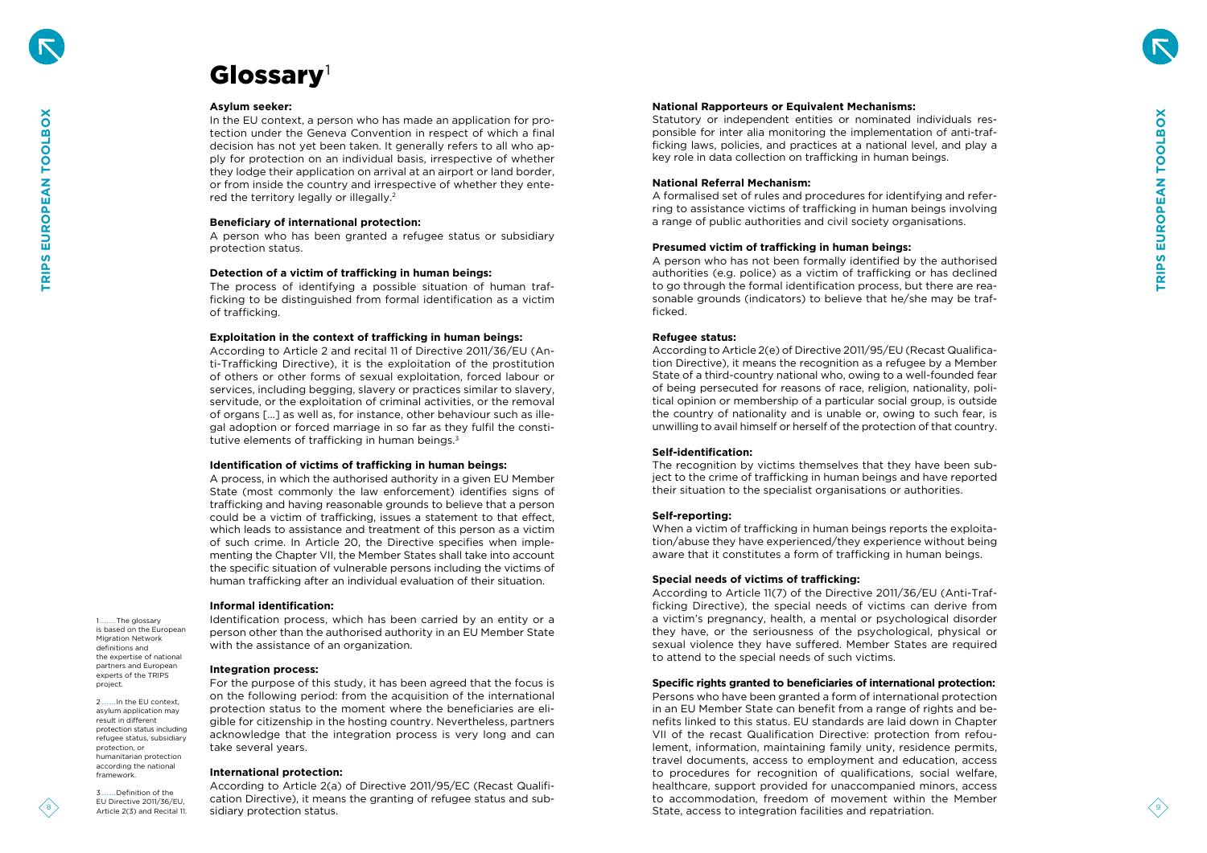# Glossary[1]

**Asylum seeker:**
In the EU context, a person who has made an application for protection under the Geneva Convention in respect of which a final decision has not yet been taken. It generally refers to all who apply for protection on an individual basis, irrespective of whether they lodge their application on arrival at an airport or land border, or from inside the country and irrespective of whether they entered the territory legally or illegally.[2]

**Beneficiary of international protection:**
A person who has been granted a refugee status or subsidiary protection status.

**Detection of a victim of trafficking in human beings:**
The process of identifying a possible situation of human trafficking to be distinguished from formal identification as a victim of trafficking.

**Exploitation in the context of trafficking in human beings:**
According to Article 2 and recital 11 of Directive 2011/36/EU (Anti-Trafficking Directive), it is the exploitation of the prostitution of others or other forms of sexual exploitation, forced labour or services, including begging, slavery or practices similar to slavery, servitude, or the exploitation of criminal activities, or the removal of organs [...] as well as, for instance, other behaviour such as illegal adoption or forced marriage in so far as they fulfil the constitutive elements of trafficking in human beings.[3]

**Identification of victims of trafficking in human beings:**
A process, in which the authorised authority in a given EU Member State (most commonly the law enforcement) identifies signs of trafficking and having reasonable grounds to believe that a person could be a victim of trafficking, issues a statement to that effect, which leads to assistance and treatment of this person as a victim of such crime. In Article 20, the Directive specifies when implementing the Chapter VII, the Member States shall take into account the specific situation of vulnerable persons including the victims of human trafficking after an individual evaluation of their situation.

**Informal identification:**
Identification process, which has been carried by an entity or a person other than the authorised authority in an EU Member State with the assistance of an organization.

**Integration process:**
For the purpose of this study, it has been agreed that the focus is on the following period: from the acquisition of the international protection status to the moment where the beneficiaries are eligible for citizenship in the hosting country. Nevertheless, partners acknowledge that the integration process is very long and can take several years.

**International protection:**
According to Article 2(a) of Directive 2011/95/EC (Recast Qualification Directive), it means the granting of refugee status and subsidiary protection status.

**National Rapporteurs or Equivalent Mechanisms:**
Statutory or independent entities or nominated individuals responsible for inter alia monitoring the implementation of anti-trafficking laws, policies, and practices at a national level, and play a key role in data collection on trafficking in human beings.

**National Referral Mechanism:**
A formalised set of rules and procedures for identifying and referring to assistance victims of trafficking in human beings involving a range of public authorities and civil society organisations.

**Presumed victim of trafficking in human beings:**
A person who has not been formally identified by the authorised authorities (e.g. police) as a victim of trafficking or has declined to go through the formal identification process, but there are reasonable grounds (indicators) to believe that he/she may be trafficked.

**Refugee status:**
According to Article 2(e) of Directive 2011/95/EU (Recast Qualification Directive), it means the recognition as a refugee by a Member State of a third-country national who, owing to a well-founded fear of being persecuted for reasons of race, religion, nationality, political opinion or membership of a particular social group, is outside the country of nationality and is unable or, owing to such fear, is unwilling to avail himself or herself of the protection of that country.

**Self-identification:**
The recognition by victims themselves that they have been subject to the crime of trafficking in human beings and have reported their situation to the specialist organisations or authorities.

**Self-reporting:**
When a victim of trafficking in human beings reports the exploitation/abuse they have experienced/they experience without being aware that it constitutes a form of trafficking in human beings.

**Special needs of victims of trafficking:**
According to Article 11(7) of the Directive 2011/36/EU (Anti-Trafficking Directive), the special needs of victims can derive from a victim's pregnancy, health, a mental or psychological disorder they have, or the seriousness of the psychological, physical or sexual violence they have suffered. Member States are required to attend to the special needs of such victims.

**Specific rights granted to beneficiaries of international protection:**
Persons who have been granted a form of international protection in an EU Member State can benefit from a range of rights and benefits linked to this status. EU standards are laid down in Chapter VII of the recast Qualification Directive: protection from refoulement, information, maintaining family unity, residence permits, travel documents, access to employment and education, access to procedures for recognition of qualifications, social welfare, healthcare, support provided for unaccompanied minors, access to accommodation, freedom of movement within the Member State, access to integration facilities and repatriation.

---

[1] The glossary is based on the European Migration Network definitions and the expertise of national partners and European experts of the TRIPS project.

[2] In the EU context, asylum application may result in different protection status including refugee status, subsidiary protection, or humanitarian protection according the national framework.

[3] Definition of the EU Directive 2011/36/EU, Article 2(3) and Recital 11.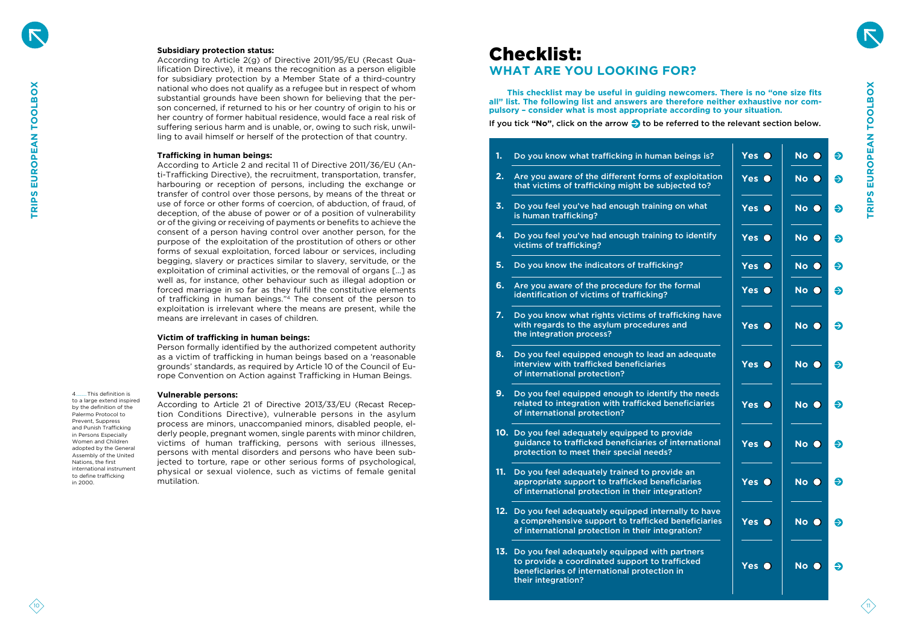**Subsidiary protection status:**
According to Article 2(g) of Directive 2011/95/EU (Recast Qualification Directive), it means the recognition as a person eligible for subsidiary protection by a Member State of a third-country national who does not qualify as a refugee but in respect of whom substantial grounds have been shown for believing that the person concerned, if returned to his or her country of origin to his or her country of former habitual residence, would face a real risk of suffering serious harm and is unable, or, owing to such risk, unwilling to avail himself or herself of the protection of that country.

**Trafficking in human beings:**
According to Article 2 and recital 11 of Directive 2011/36/EU (Anti-Trafficking Directive), the recruitment, transportation, transfer, harbouring or reception of persons, including the exchange or transfer of control over those persons, by means of the threat or use of force or other forms of coercion, of abduction, of fraud, of deception, of the abuse of power or of a position of vulnerability or of the giving or receiving of payments or benefits to achieve the consent of a person having control over another person, for the purpose of the exploitation of the prostitution of others or other forms of sexual exploitation, forced labour or services, including begging, slavery or practices similar to slavery, servitude, or the exploitation of criminal activities, or the removal of organs [...] as well as, for instance, other behaviour such as illegal adoption or forced marriage in so far as they fulfil the constitutive elements of trafficking in human beings."[4] The consent of the person to exploitation is irrelevant where the means are present, while the means are irrelevant in cases of children.

**Victim of trafficking in human beings:**
Person formally identified by the authorized competent authority as a victim of trafficking in human beings based on a 'reasonable grounds' standards, as required by Article 10 of the Council of Europe Convention on Action against Trafficking in Human Beings.

**Vulnerable persons:**
According to Article 21 of Directive 2013/33/EU (Recast Reception Conditions Directive), vulnerable persons in the asylum process are minors, unaccompanied minors, disabled people, elderly people, pregnant women, single parents with minor children, victims of human trafficking, persons with serious illnesses, persons with mental disorders and persons who have been subjected to torture, rape or other serious forms of psychological, physical or sexual violence, such as victims of female genital mutilation.

4........This definition is to a large extend inspired by the definition of the Palermo Protocol to Prevent, Suppress and Punish Trafficking in Persons Especially Women and Children adopted by the General Assembly of the United Nations, the first international instrument to define trafficking in 2000.

# Checklist:
## WHAT ARE YOU LOOKING FOR?

**This checklist may be useful in guiding newcomers. There is no "one size fits all" list. The following list and answers are therefore neither exhaustive nor compulsory – consider what is most appropriate according to your situation.**

**If you tick "No", click on the arrow ➔ to be referred to the relevant section below.**

| # | Question | Yes | No | |
|---|---|---|---|---|
| 1. | Do you know what trafficking in human beings is? | Yes ○ | No ○ | ➔ |
| 2. | Are you aware of the different forms of exploitation that victims of trafficking might be subjected to? | Yes ○ | No ○ | ➔ |
| 3. | Do you feel you've had enough training on what is human trafficking? | Yes ○ | No ○ | ➔ |
| 4. | Do you feel you've had enough training to identify victims of trafficking? | Yes ○ | No ○ | ➔ |
| 5. | Do you know the indicators of trafficking? | Yes ○ | No ○ | ➔ |
| 6. | Are you aware of the procedure for the formal identification of victims of trafficking? | Yes ○ | No ○ | ➔ |
| 7. | Do you know what rights victims of trafficking have with regards to the asylum procedures and the integration process? | Yes ○ | No ○ | ➔ |
| 8. | Do you feel equipped enough to lead an adequate interview with trafficked beneficiaries of international protection? | Yes ○ | No ○ | ➔ |
| 9. | Do you feel equipped enough to identify the needs related to integration with trafficked beneficiaries of international protection? | Yes ○ | No ○ | ➔ |
| 10. | Do you feel adequately equipped to provide guidance to trafficked beneficiaries of international protection to meet their special needs? | Yes ○ | No ○ | ➔ |
| 11. | Do you feel adequately trained to provide an appropriate support to trafficked beneficiaries of international protection in their integration? | Yes ○ | No ○ | ➔ |
| 12. | Do you feel adequately equipped internally to have a comprehensive support to trafficked beneficiaries of international protection in their integration? | Yes ○ | No ○ | ➔ |
| 13. | Do you feel adequately equipped with partners to provide a coordinated support to trafficked beneficiaries of international protection in their integration? | Yes ○ | No ○ | ➔ |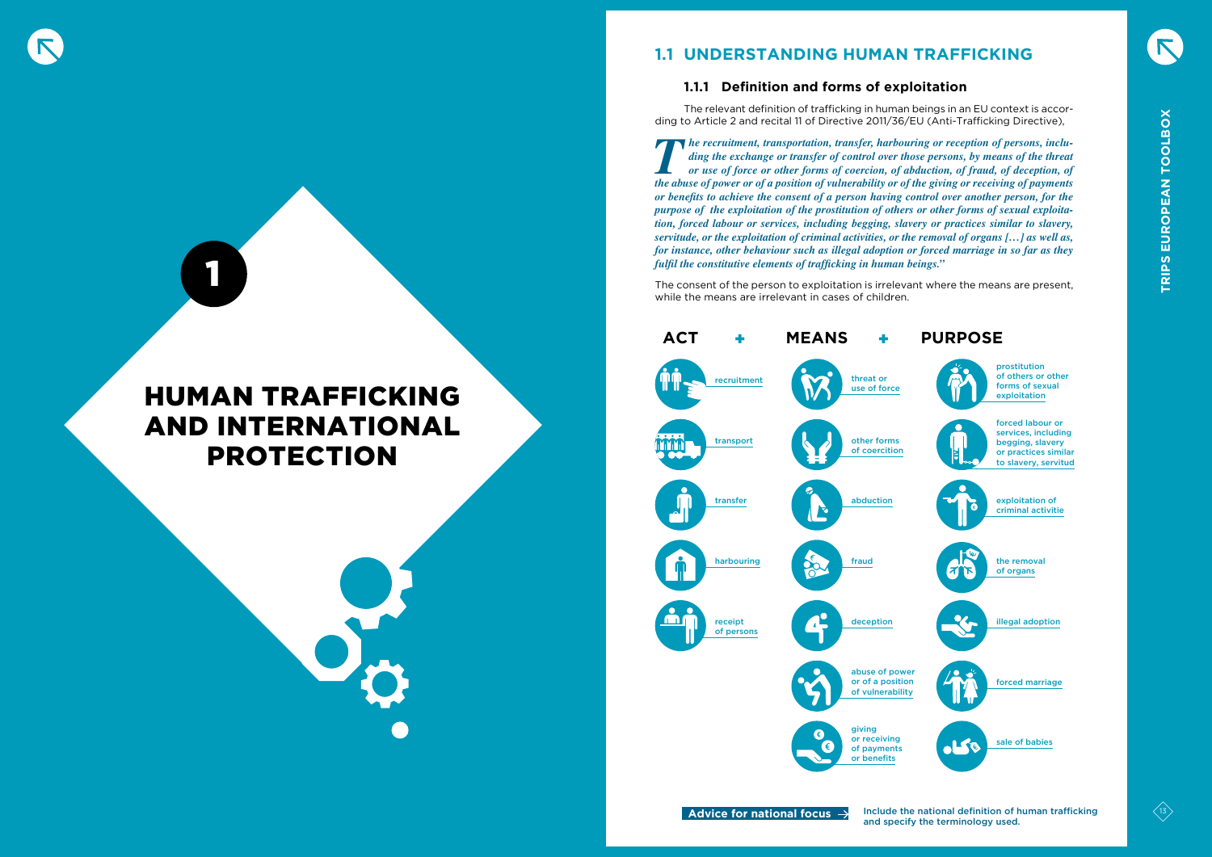# 1

# HUMAN TRAFFICKING AND INTERNATIONAL PROTECTION

## 1.1 UNDERSTANDING HUMAN TRAFFICKING

### 1.1.1 Definition and forms of exploitation

The relevant definition of trafficking in human beings in an EU context is according to Article 2 and recital 11 of Directive 2011/36/EU (Anti-Trafficking Directive),

***The recruitment, transportation, transfer, harbouring or reception of persons, including the exchange or transfer of control over those persons, by means of the threat or use of force or other forms of coercion, of abduction, of fraud, of deception, of the abuse of power or of a position of vulnerability or of the giving or receiving of payments or benefits to achieve the consent of a person having control over another person, for the purpose of the exploitation of the prostitution of others or other forms of sexual exploitation, forced labour or services, including begging, slavery or practices similar to slavery, servitude, or the exploitation of criminal activities, or the removal of organs […] as well as, for instance, other behaviour such as illegal adoption or forced marriage in so far as they fulfil the constitutive elements of trafficking in human beings."***

The consent of the person to exploitation is irrelevant where the means are present, while the means are irrelevant in cases of children.

| ACT + | MEANS + | PURPOSE |
|---|---|---|
| recruitment | threat or use of force | prostitution of others or other forms of sexual exploitation |
| transport | other forms of coercion | forced labour or services, including begging, slavery or practices similar to slavery, servitud |
| transfer | abduction | exploitation of criminal activitie |
| harbouring | fraud | the removal of organs |
| receipt of persons | deception | illegal adoption |
| | abuse of power or of a position of vulnerability | forced marriage |
| | giving or receiving of payments or benefits | sale of babies |

**Advice for national focus →** **Include the national definition of human trafficking and specify the terminology used.**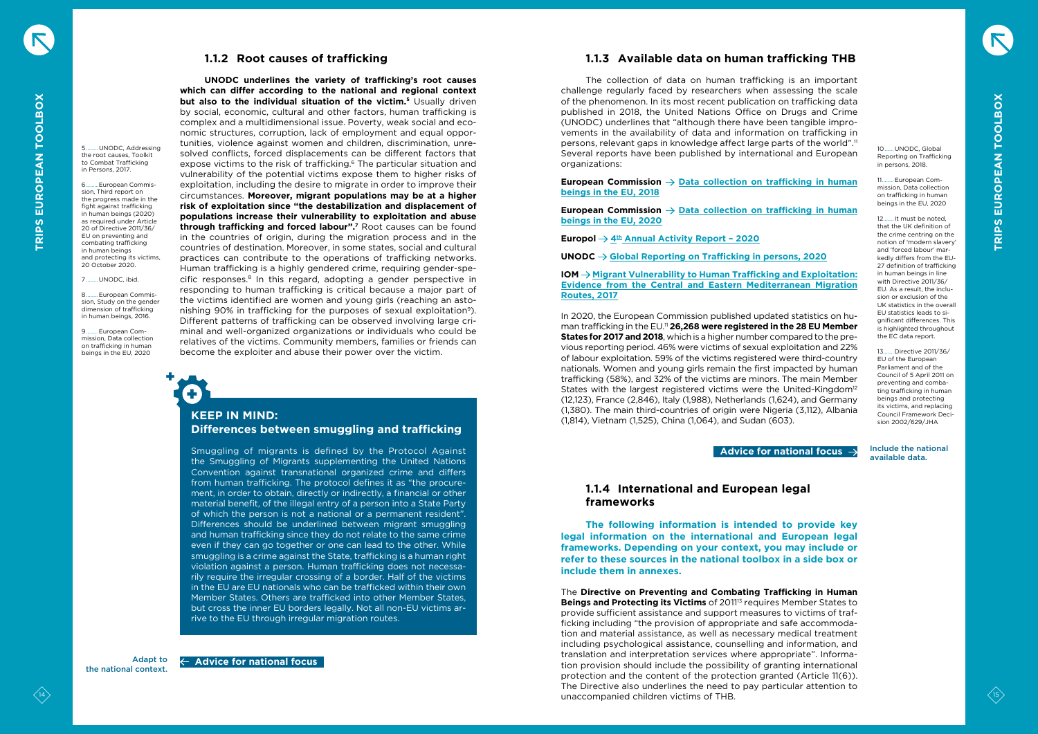### 1.1.2 Root causes of trafficking

**UNODC underlines the variety of trafficking's root causes which can differ according to the national and regional context but also to the individual situation of the victim.[5]** Usually driven by social, economic, cultural and other factors, human trafficking is complex and a multidimensional issue. Poverty, weak social and economic structures, corruption, lack of employment and equal opportunities, violence against women and children, discrimination, unresolved conflicts, forced displacements can be different factors that expose victims to the risk of trafficking.[6] The particular situation and vulnerability of the potential victims expose them to higher risks of exploitation, including the desire to migrate in order to improve their circumstances. **Moreover, migrant populations may be at a higher risk of exploitation since "the destabilization and displacement of populations increase their vulnerability to exploitation and abuse through trafficking and forced labour".[7]** Root causes can be found in the countries of origin, during the migration process and in the countries of destination. Moreover, in some states, social and cultural practices can contribute to the operations of trafficking networks. Human trafficking is a highly gendered crime, requiring gender-specific responses.[8] In this regard, adopting a gender perspective in responding to human trafficking is critical because a major part of the victims identified are women and young girls (reaching an astonishing 90% in trafficking for the purposes of sexual exploitation[9]). Different patterns of trafficking can be observed involving large criminal and well-organized organizations or individuals who could be relatives of the victims. Community members, families or friends can become the exploiter and abuse their power over the victim.

5 ....... UNODC, Addressing the root causes, Toolkit to Combat Trafficking in Persons, 2017.

6 ....... European Commission, Third report on the progress made in the fight against trafficking in human beings (2020) as required under Article 20 of Directive 2011/36/EU on preventing and combating trafficking in human beings and protecting its victims, 20 October 2020.

7 ....... UNODC, ibid.

8 ....... European Commission, Study on the gender dimension of trafficking in human beings, 2016.

9 ....... European Commission, Data collection on trafficking in human beings in the EU, 2020

#### KEEP IN MIND: Differences between smuggling and trafficking

Smuggling of migrants is defined by the Protocol Against the Smuggling of Migrants supplementing the United Nations Convention against transnational organized crime and differs from human trafficking. The protocol defines it as "the procurement, in order to obtain, directly or indirectly, a financial or other material benefit, of the illegal entry of a person into a State Party of which the person is not a national or a permanent resident". Differences should be underlined between migrant smuggling and human trafficking since they do not relate to the same crime even if they can go together or one can lead to the other. While smuggling is a crime against the State, trafficking is a human right violation against a person. Human trafficking does not necessarily require the irregular crossing of a border. Half of the victims in the EU are EU nationals who can be trafficked within their own Member States. Others are trafficked into other Member States, but cross the inner EU borders legally. Not all non-EU victims arrive to the EU through irregular migration routes.

← **Advice for national focus**: Adapt to the national context.

### 1.1.3 Available data on human trafficking THB

The collection of data on human trafficking is an important challenge regularly faced by researchers when assessing the scale of the phenomenon. In its most recent publication on trafficking data published in 2018, the United Nations Office on Drugs and Crime (UNODC) underlines that "although there have been tangible improvements in the availability of data and information on trafficking in persons, relevant gaps in knowledge affect large parts of the world".[11] Several reports have been published by international and European organizations:

**European Commission** → Data collection on trafficking in human beings in the EU, 2018

**European Commission** → Data collection on trafficking in human beings in the EU, 2020

**Europol** → 4th Annual Activity Report – 2020

**UNODC** → Global Reporting on Trafficking in persons, 2020

**IOM** → Migrant Vulnerability to Human Trafficking and Exploitation: Evidence from the Central and Eastern Mediterranean Migration Routes, 2017

In 2020, the European Commission published updated statistics on human trafficking in the EU.[11] **26,268 were registered in the 28 EU Member States for 2017 and 2018**, which is a higher number compared to the previous reporting period. 46% were victims of sexual exploitation and 22% of labour exploitation. 59% of the victims registered were third-country nationals. Women and young girls remain the first impacted by human trafficking (58%), and 32% of the victims are minors. The main Member States with the largest registered victims were the United-Kingdom[12] (12,123), France (2,846), Italy (1,988), Netherlands (1,624), and Germany (1,380). The main third-countries of origin were Nigeria (3,112), Albania (1,814), Vietnam (1,525), China (1,064), and Sudan (603).

10 ...... UNODC, Global Reporting on Trafficking in persons, 2018.

11 ....... European Commission, Data collection on trafficking in human beings in the EU, 2020

12 ...... It must be noted, that the UK definition of the crime centring on the notion of 'modern slavery' and 'forced labour' markedly differs from the EU-27 definition of trafficking in human beings in line with Directive 2011/36/EU. As a result, the inclusion or exclusion of the UK statistics in the overall EU statistics leads to significant differences. This is highlighted throughout the EC data report.

13 ...... Directive 2011/36/EU of the European Parliament and of the Council of 5 April 2011 on preventing and combating trafficking in human beings and protecting its victims, and replacing Council Framework Decision 2002/629/JHA

**Advice for national focus** →: Include the national available data.

### 1.1.4 International and European legal frameworks

**The following information is intended to provide key legal information on the international and European legal frameworks. Depending on your context, you may include or refer to these sources in the national toolbox in a side box or include them in annexes.**

The **Directive on Preventing and Combating Trafficking in Human Beings and Protecting its Victims** of 2011[13] requires Member States to provide sufficient assistance and support measures to victims of trafficking including "the provision of appropriate and safe accommodation and material assistance, as well as necessary medical treatment including psychological assistance, counselling and information, and translation and interpretation services where appropriate". Information provision should include the possibility of granting international protection and the content of the protection granted (Article 11(6)). The Directive also underlines the need to pay particular attention to unaccompanied children victims of THB.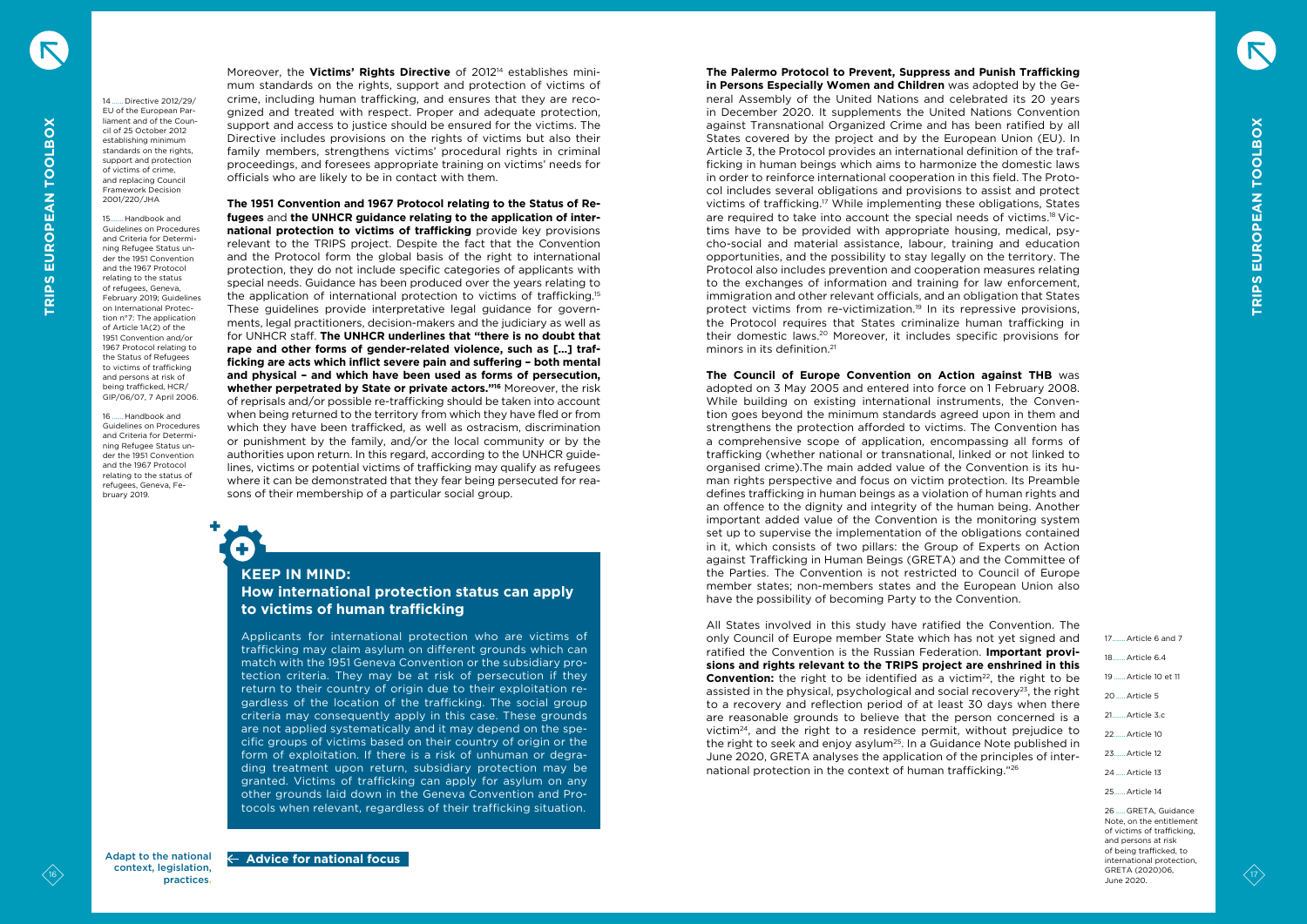Moreover, the **Victims' Rights Directive** of 2012[14] establishes minimum standards on the rights, support and protection of victims of crime, including human trafficking, and ensures that they are recognized and treated with respect. Proper and adequate protection, support and access to justice should be ensured for the victims. The Directive includes provisions on the rights of victims but also their family members, strengthens victims' procedural rights in criminal proceedings, and foresees appropriate training on victims' needs for officials who are likely to be in contact with them.

**The 1951 Convention and 1967 Protocol relating to the Status of Refugees** and **the UNHCR guidance relating to the application of international protection to victims of trafficking** provide key provisions relevant to the TRIPS project. Despite the fact that the Convention and the Protocol form the global basis of the right to international protection, they do not include specific categories of applicants with special needs. Guidance has been produced over the years relating to the application of international protection to victims of trafficking.[15] These guidelines provide interpretative legal guidance for governments, legal practitioners, decision-makers and the judiciary as well as for UNHCR staff. **The UNHCR underlines that "there is no doubt that rape and other forms of gender-related violence, such as [...] trafficking are acts which inflict severe pain and suffering – both mental and physical – and which have been used as forms of persecution, whether perpetrated by State or private actors."[16]** Moreover, the risk of reprisals and/or possible re-trafficking should be taken into account when being returned to the territory from which they have fled or from which they have been trafficked, as well as ostracism, discrimination or punishment by the family, and/or the local community or by the authorities upon return. In this regard, according to the UNHCR guidelines, victims or potential victims of trafficking may qualify as refugees where it can be demonstrated that they fear being persecuted for reasons of their membership of a particular social group.

14 Directive 2012/29/EU of the European Parliament and of the Council of 25 October 2012 establishing minimum standards on the rights, support and protection of victims of crime, and replacing Council Framework Decision 2001/220/JHA

15 Handbook and Guidelines on Procedures and Criteria for Determining Refugee Status under the 1951 Convention and the 1967 Protocol relating to the status of refugees, Geneva, February 2019; Guidelines on International Protection n°7: The application of Article 1A(2) of the 1951 Convention and/or 1967 Protocol relating to the Status of Refugees to victims of trafficking and persons at risk of being trafficked, HCR/GIP/06/07, 7 April 2006.

16 Handbook and Guidelines on Procedures and Criteria for Determining Refugee Status under the 1951 Convention and the 1967 Protocol relating to the status of refugees, Geneva, February 2019.

### KEEP IN MIND: How international protection status can apply to victims of human trafficking

Applicants for international protection who are victims of trafficking may claim asylum on different grounds which can match with the 1951 Geneva Convention or the subsidiary protection criteria. They may be at risk of persecution if they return to their country of origin due to their exploitation regardless of the location of the trafficking. The social group criteria may consequently apply in this case. These grounds are not applied systematically and it may depend on the specific groups of victims based on their country of origin or the form of exploitation. If there is a risk of unhuman or degrading treatment upon return, subsidiary protection may be granted. Victims of trafficking can apply for asylum on any other grounds laid down in the Geneva Convention and Protocols when relevant, regardless of their trafficking situation.

Adapt to the national context, legislation, practices. ← **Advice for national focus**

**The Palermo Protocol to Prevent, Suppress and Punish Trafficking in Persons Especially Women and Children** was adopted by the General Assembly of the United Nations and celebrated its 20 years in December 2020. It supplements the United Nations Convention against Transnational Organized Crime and has been ratified by all States covered by the project and by the European Union (EU). In Article 3, the Protocol provides an international definition of the trafficking in human beings which aims to harmonize the domestic laws in order to reinforce international cooperation in this field. The Protocol includes several obligations and provisions to assist and protect victims of trafficking.[17] While implementing these obligations, States are required to take into account the special needs of victims.[18] Victims have to be provided with appropriate housing, medical, psycho-social and material assistance, labour, training and education opportunities, and the possibility to stay legally on the territory. The Protocol also includes prevention and cooperation measures relating to the exchanges of information and training for law enforcement, immigration and other relevant officials, and an obligation that States protect victims from re-victimization.[19] In its repressive provisions, the Protocol requires that States criminalize human trafficking in their domestic laws.[20] Moreover, it includes specific provisions for minors in its definition.[21]

**The Council of Europe Convention on Action against THB** was adopted on 3 May 2005 and entered into force on 1 February 2008. While building on existing international instruments, the Convention goes beyond the minimum standards agreed upon in them and strengthens the protection afforded to victims. The Convention has a comprehensive scope of application, encompassing all forms of trafficking (whether national or transnational, linked or not linked to organised crime).The main added value of the Convention is its human rights perspective and focus on victim protection. Its Preamble defines trafficking in human beings as a violation of human rights and an offence to the dignity and integrity of the human being. Another important added value of the Convention is the monitoring system set up to supervise the implementation of the obligations contained in it, which consists of two pillars: the Group of Experts on Action against Trafficking in Human Beings (GRETA) and the Committee of the Parties. The Convention is not restricted to Council of Europe member states; non-members states and the European Union also have the possibility of becoming Party to the Convention.

All States involved in this study have ratified the Convention. The only Council of Europe member State which has not yet signed and ratified the Convention is the Russian Federation. **Important provisions and rights relevant to the TRIPS project are enshrined in this Convention:** the right to be identified as a victim[22], the right to be assisted in the physical, psychological and social recovery[23], the right to a recovery and reflection period of at least 30 days when there are reasonable grounds to believe that the person concerned is a victim[24], and the right to a residence permit, without prejudice to the right to seek and enjoy asylum[25]. In a Guidance Note published in June 2020, GRETA analyses the application of the principles of international protection in the context of human trafficking."[26]

17 Article 6 and 7

18 Article 6.4

19 Article 10 et 11

20 Article 5

21 Article 3.c

22 Article 10

23 Article 12

24 Article 13

25 Article 14

26 GRETA, Guidance Note, on the entitlement of victims of trafficking, and persons at risk of being trafficked, to international protection, GRETA (2020)06, June 2020.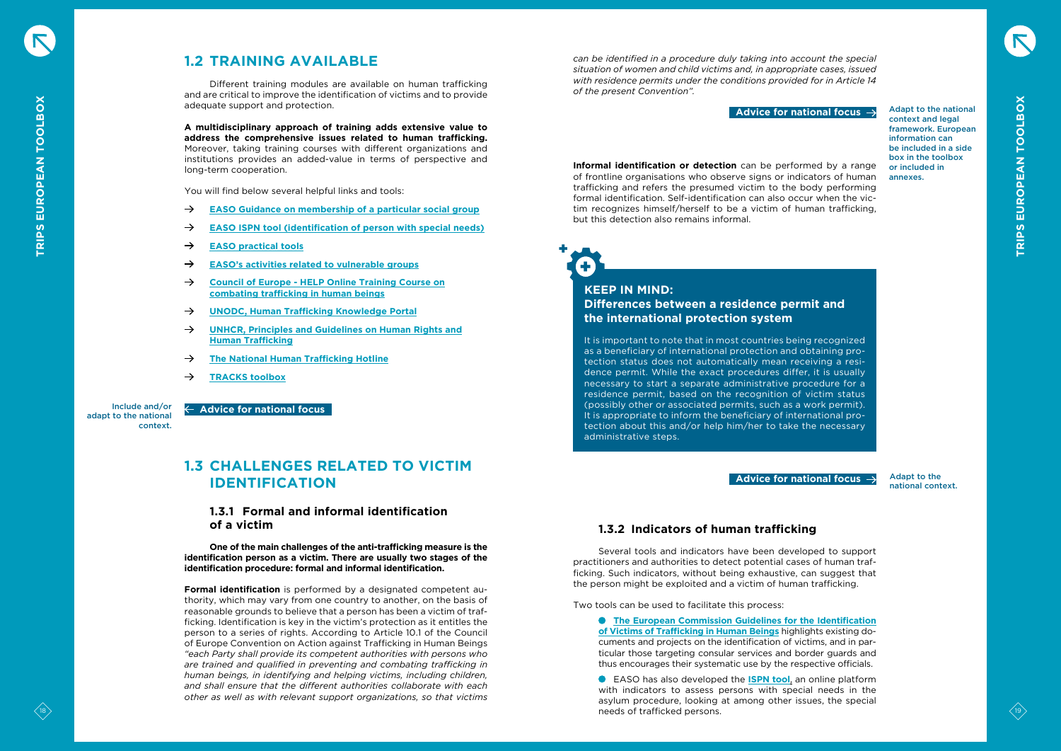## 1.2 TRAINING AVAILABLE

Different training modules are available on human trafficking and are critical to improve the identification of victims and to provide adequate support and protection.

**A multidisciplinary approach of training adds extensive value to address the comprehensive issues related to human trafficking.** Moreover, taking training courses with different organizations and institutions provides an added-value in terms of perspective and long-term cooperation.

You will find below several helpful links and tools:

- → **EASO Guidance on membership of a particular social group**
- → **EASO ISPN tool (identification of person with special needs)**
- → **EASO practical tools**
- → **EASO's activities related to vulnerable groups**
- → **Council of Europe - HELP Online Training Course on combating trafficking in human beings**
- → **UNODC, Human Trafficking Knowledge Portal**
- → **UNHCR, Principles and Guidelines on Human Rights and Human Trafficking**
- → **The National Human Trafficking Hotline**
- → **TRACKS toolbox**

**← Advice for national focus**

Include and/or adapt to the national context.

## 1.3 CHALLENGES RELATED TO VICTIM IDENTIFICATION

### 1.3.1 Formal and informal identification of a victim

**One of the main challenges of the anti-trafficking measure is the identification person as a victim. There are usually two stages of the identification procedure: formal and informal identification.**

**Formal identification** is performed by a designated competent authority, which may vary from one country to another, on the basis of reasonable grounds to believe that a person has been a victim of trafficking. Identification is key in the victim's protection as it entitles the person to a series of rights. According to Article 10.1 of the Council of Europe Convention on Action against Trafficking in Human Beings *"each Party shall provide its competent authorities with persons who are trained and qualified in preventing and combating trafficking in human beings, in identifying and helping victims, including children, and shall ensure that the different authorities collaborate with each other as well as with relevant support organizations, so that victims can be identified in a procedure duly taking into account the special situation of women and child victims and, in appropriate cases, issued with residence permits under the conditions provided for in Article 14 of the present Convention".*

**Advice for national focus →**

Adapt to the national context and legal framework. European information can be included in a side box in the toolbox or included in annexes.

**Informal identification or detection** can be performed by a range of frontline organisations who observe signs or indicators of human trafficking and refers the presumed victim to the body performing formal identification. Self-identification can also occur when the victim recognizes himself/herself to be a victim of human trafficking, but this detection also remains informal.

**KEEP IN MIND:**
**Differences between a residence permit and the international protection system**

It is important to note that in most countries being recognized as a beneficiary of international protection and obtaining protection status does not automatically mean receiving a residence permit. While the exact procedures differ, it is usually necessary to start a separate administrative procedure for a residence permit, based on the recognition of victim status (possibly other or associated permits, such as a work permit). It is appropriate to inform the beneficiary of international protection about this and/or help him/her to take the necessary administrative steps.

**Advice for national focus →**

Adapt to the national context.

### 1.3.2 Indicators of human trafficking

Several tools and indicators have been developed to support practitioners and authorities to detect potential cases of human trafficking. Such indicators, without being exhaustive, can suggest that the person might be exploited and a victim of human trafficking.

Two tools can be used to facilitate this process:

- **The European Commission Guidelines for the Identification of Victims of Trafficking in Human Beings** highlights existing documents and projects on the identification of victims, and in particular those targeting consular services and border guards and thus encourages their systematic use by the respective officials.
- EASO has also developed the **ISPN tool**, an online platform with indicators to assess persons with special needs in the asylum procedure, looking at among other issues, the special needs of trafficked persons.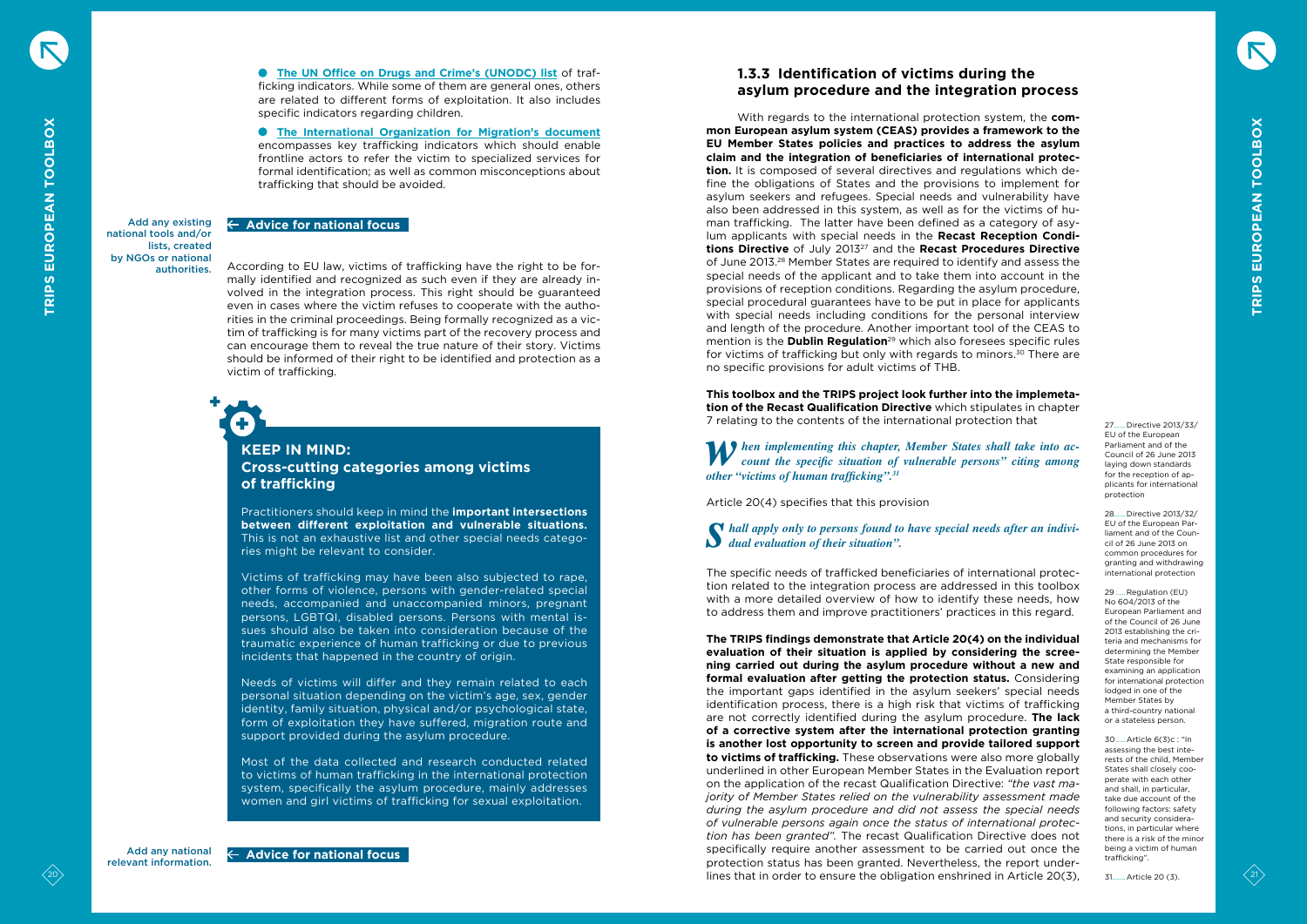- **The UN Office on Drugs and Crime's (UNODC) list** of trafficking indicators. While some of them are general ones, others are related to different forms of exploitation. It also includes specific indicators regarding children.
- **The International Organization for Migration's document** encompasses key trafficking indicators which should enable frontline actors to refer the victim to specialized services for formal identification; as well as common misconceptions about trafficking that should be avoided.

Add any existing national tools and/or lists, created by NGOs or national authorities.

**← Advice for national focus**

According to EU law, victims of trafficking have the right to be formally identified and recognized as such even if they are already involved in the integration process. This right should be guaranteed even in cases where the victim refuses to cooperate with the authorities in the criminal proceedings. Being formally recognized as a victim of trafficking is for many victims part of the recovery process and can encourage them to reveal the true nature of their story. Victims should be informed of their right to be identified and protection as a victim of trafficking.

## KEEP IN MIND: Cross-cutting categories among victims of trafficking

Practitioners should keep in mind the **important intersections between different exploitation and vulnerable situations.** This is not an exhaustive list and other special needs categories might be relevant to consider.

Victims of trafficking may have been also subjected to rape, other forms of violence, persons with gender-related special needs, accompanied and unaccompanied minors, pregnant persons, LGBTQI, disabled persons. Persons with mental issues should also be taken into consideration because of the traumatic experience of human trafficking or due to previous incidents that happened in the country of origin.

Needs of victims will differ and they remain related to each personal situation depending on the victim's age, sex, gender identity, family situation, physical and/or psychological state, form of exploitation they have suffered, migration route and support provided during the asylum procedure.

Most of the data collected and research conducted related to victims of human trafficking in the international protection system, specifically the asylum procedure, mainly addresses women and girl victims of trafficking for sexual exploitation.

Add any national relevant information.

**← Advice for national focus**

### 1.3.3 Identification of victims during the asylum procedure and the integration process

With regards to the international protection system, the **common European asylum system (CEAS) provides a framework to the EU Member States policies and practices to address the asylum claim and the integration of beneficiaries of international protection.** It is composed of several directives and regulations which define the obligations of States and the provisions to implement for asylum seekers and refugees. Special needs and vulnerability have also been addressed in this system, as well as for the victims of human trafficking. The latter have been defined as a category of asylum applicants with special needs in the **Recast Reception Conditions Directive** of July 2013[27] and the **Recast Procedures Directive** of June 2013.[28] Member States are required to identify and assess the special needs of the applicant and to take them into account in the provisions of reception conditions. Regarding the asylum procedure, special procedural guarantees have to be put in place for applicants with special needs including conditions for the personal interview and length of the procedure. Another important tool of the CEAS to mention is the **Dublin Regulation**[29] which also foresees specific rules for victims of trafficking but only with regards to minors.[30] There are no specific provisions for adult victims of THB.

**This toolbox and the TRIPS project look further into the implemetation of the Recast Qualification Directive** which stipulates in chapter 7 relating to the contents of the international protection that

> ***When implementing this chapter, Member States shall take into account the specific situation of vulnerable persons" citing among other "victims of human trafficking".[31]***

Article 20(4) specifies that this provision

> ***Shall apply only to persons found to have special needs after an individual evaluation of their situation".***

The specific needs of trafficked beneficiaries of international protection related to the integration process are addressed in this toolbox with a more detailed overview of how to identify these needs, how to address them and improve practitioners' practices in this regard.

**The TRIPS findings demonstrate that Article 20(4) on the individual evaluation of their situation is applied by considering the screening carried out during the asylum procedure without a new and formal evaluation after getting the protection status.** Considering the important gaps identified in the asylum seekers' special needs identification process, there is a high risk that victims of trafficking are not correctly identified during the asylum procedure. **The lack of a corrective system after the international protection granting is another lost opportunity to screen and provide tailored support to victims of trafficking.** These observations were also more globally underlined in other European Member States in the Evaluation report on the application of the recast Qualification Directive: *"the vast majority of Member States relied on the vulnerability assessment made during the asylum procedure and did not assess the special needs of vulnerable persons again once the status of international protection has been granted".* The recast Qualification Directive does not specifically require another assessment to be carried out once the protection status has been granted. Nevertheless, the report underlines that in order to ensure the obligation enshrined in Article 20(3),

27 ..... Directive 2013/33/ EU of the European Parliament and of the Council of 26 June 2013 laying down standards for the reception of applicants for international protection

28 ..... Directive 2013/32/ EU of the European Parliament and of the Council of 26 June 2013 on common procedures for granting and withdrawing international protection

29 ..... Regulation (EU) No 604/2013 of the European Parliament and of the Council of 26 June 2013 establishing the criteria and mechanisms for determining the Member State responsible for examining an application for international protection lodged in one of the Member States by a third-country national or a stateless person.

30 ..... Article 6(3)c : "In assessing the best interests of the child, Member States shall closely cooperate with each other and shall, in particular, take due account of the following factors: safety and security considerations, in particular where there is a risk of the minor being a victim of human trafficking".

31 ..... Article 20 (3).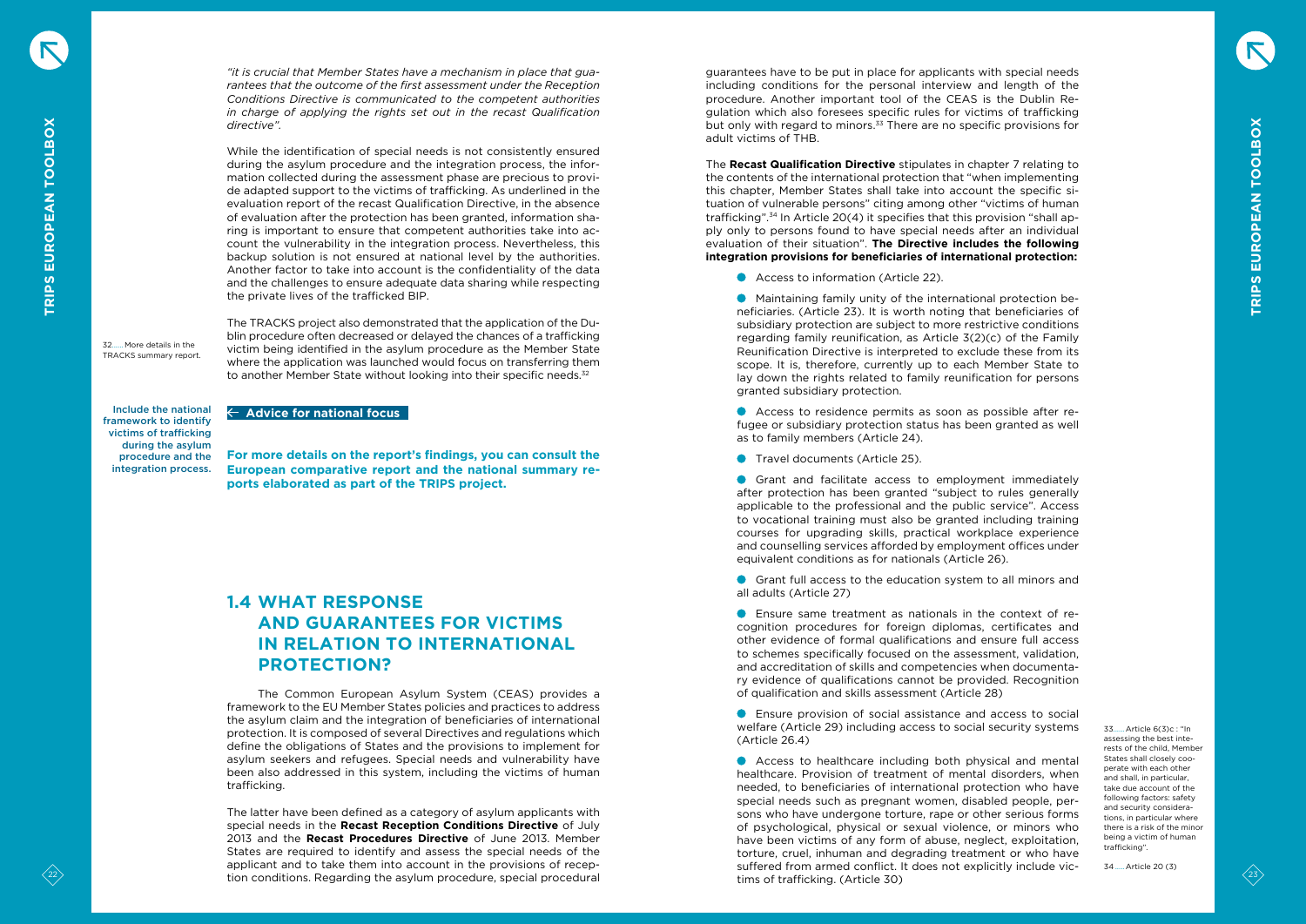*"it is crucial that Member States have a mechanism in place that guarantees that the outcome of the first assessment under the Reception Conditions Directive is communicated to the competent authorities in charge of applying the rights set out in the recast Qualification directive".*

While the identification of special needs is not consistently ensured during the asylum procedure and the integration process, the information collected during the assessment phase are precious to provide adapted support to the victims of trafficking. As underlined in the evaluation report of the recast Qualification Directive, in the absence of evaluation after the protection has been granted, information sharing is important to ensure that competent authorities take into account the vulnerability in the integration process. Nevertheless, this backup solution is not ensured at national level by the authorities. Another factor to take into account is the confidentiality of the data and the challenges to ensure adequate data sharing while respecting the private lives of the trafficked BIP.

The TRACKS project also demonstrated that the application of the Dublin procedure often decreased or delayed the chances of a trafficking victim being identified in the asylum procedure as the Member State where the application was launched would focus on transferring them to another Member State without looking into their specific needs.[32]

32 More details in the TRACKS summary report.

**Advice for national focus**

**Include the national framework to identify victims of trafficking during the asylum procedure and the integration process.**

**For more details on the report's findings, you can consult the European comparative report and the national summary reports elaborated as part of the TRIPS project.**

## 1.4 WHAT RESPONSE AND GUARANTEES FOR VICTIMS IN RELATION TO INTERNATIONAL PROTECTION?

The Common European Asylum System (CEAS) provides a framework to the EU Member States policies and practices to address the asylum claim and the integration of beneficiaries of international protection. It is composed of several Directives and regulations which define the obligations of States and the provisions to implement for asylum seekers and refugees. Special needs and vulnerability have been also addressed in this system, including the victims of human trafficking.

The latter have been defined as a category of asylum applicants with special needs in the **Recast Reception Conditions Directive** of July 2013 and the **Recast Procedures Directive** of June 2013. Member States are required to identify and assess the special needs of the applicant and to take them into account in the provisions of reception conditions. Regarding the asylum procedure, special procedural guarantees have to be put in place for applicants with special needs including conditions for the personal interview and length of the procedure. Another important tool of the CEAS is the Dublin Regulation which also foresees specific rules for victims of trafficking but only with regard to minors.[33] There are no specific provisions for adult victims of THB.

The **Recast Qualification Directive** stipulates in chapter 7 relating to the contents of the international protection that "when implementing this chapter, Member States shall take into account the specific situation of vulnerable persons" citing among other "victims of human trafficking".[34] In Article 20(4) it specifies that this provision "shall apply only to persons found to have special needs after an individual evaluation of their situation". **The Directive includes the following integration provisions for beneficiaries of international protection:**

- Access to information (Article 22).
- Maintaining family unity of the international protection beneficiaries. (Article 23). It is worth noting that beneficiaries of subsidiary protection are subject to more restrictive conditions regarding family reunification, as Article 3(2)(c) of the Family Reunification Directive is interpreted to exclude these from its scope. It is, therefore, currently up to each Member State to lay down the rights related to family reunification for persons granted subsidiary protection.
- Access to residence permits as soon as possible after refugee or subsidiary protection status has been granted as well as to family members (Article 24).
- Travel documents (Article 25).
- Grant and facilitate access to employment immediately after protection has been granted "subject to rules generally applicable to the professional and the public service". Access to vocational training must also be granted including training courses for upgrading skills, practical workplace experience and counselling services afforded by employment offices under equivalent conditions as for nationals (Article 26).
- Grant full access to the education system to all minors and all adults (Article 27)
- Ensure same treatment as nationals in the context of recognition procedures for foreign diplomas, certificates and other evidence of formal qualifications and ensure full access to schemes specifically focused on the assessment, validation, and accreditation of skills and competencies when documentary evidence of qualifications cannot be provided. Recognition of qualification and skills assessment (Article 28)
- Ensure provision of social assistance and access to social welfare (Article 29) including access to social security systems (Article 26.4)
- Access to healthcare including both physical and mental healthcare. Provision of treatment of mental disorders, when needed, to beneficiaries of international protection who have special needs such as pregnant women, disabled people, persons who have undergone torture, rape or other serious forms of psychological, physical or sexual violence, or minors who have been victims of any form of abuse, neglect, exploitation, torture, cruel, inhuman and degrading treatment or who have suffered from armed conflict. It does not explicitly include victims of trafficking. (Article 30)

33 Article 6(3)c : "In assessing the best interests of the child, Member States shall closely cooperate with each other and shall, in particular, take due account of the following factors: safety and security considerations, in particular where there is a risk of the minor being a victim of human trafficking".

34 Article 20 (3)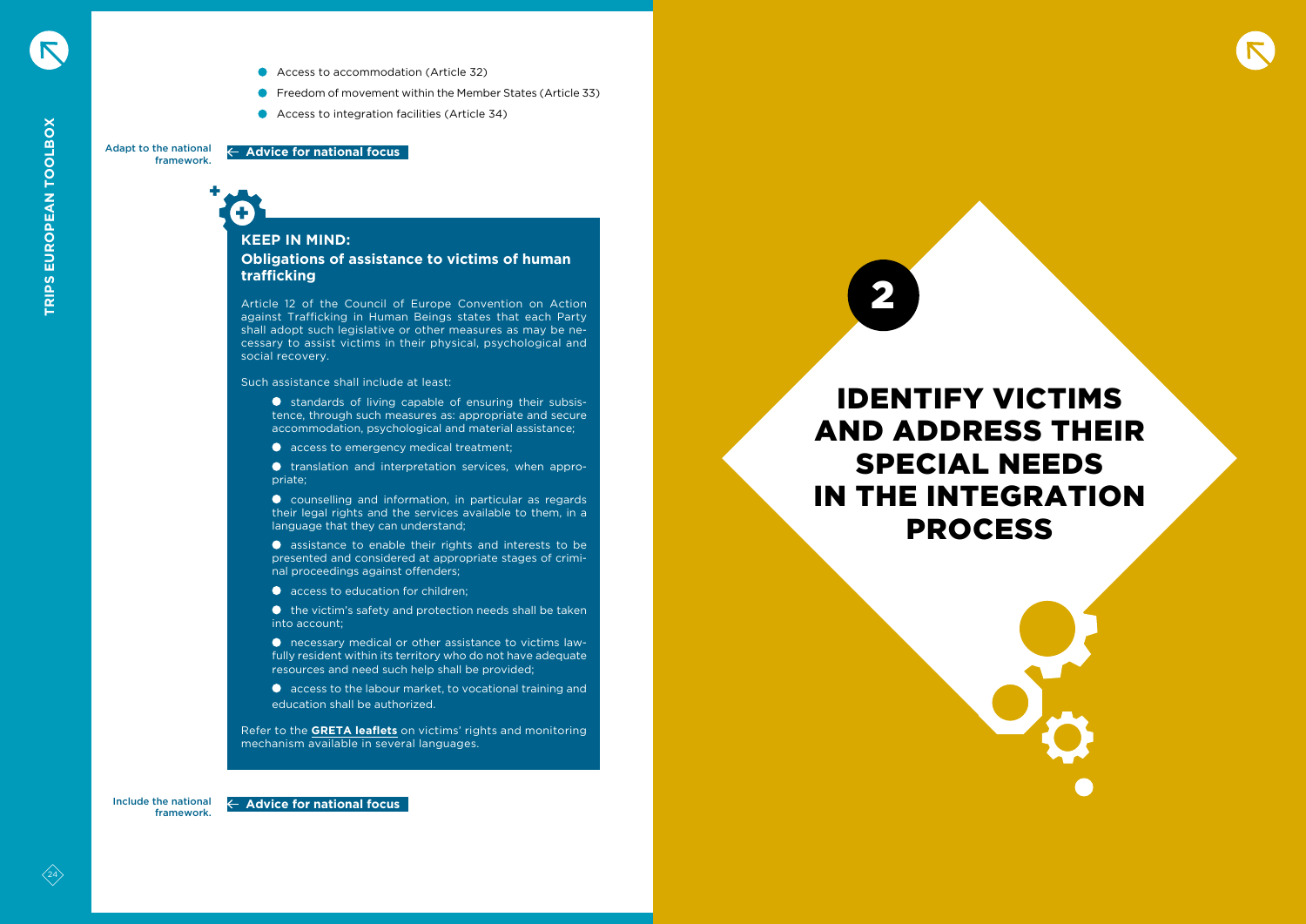- Access to accommodation (Article 32)
- Freedom of movement within the Member States (Article 33)
- Access to integration facilities (Article 34)

Adapt to the national framework. ← **Advice for national focus**

**KEEP IN MIND:**

### Obligations of assistance to victims of human trafficking

Article 12 of the Council of Europe Convention on Action against Trafficking in Human Beings states that each Party shall adopt such legislative or other measures as may be necessary to assist victims in their physical, psychological and social recovery.

Such assistance shall include at least:

- standards of living capable of ensuring their subsistence, through such measures as: appropriate and secure accommodation, psychological and material assistance;
- access to emergency medical treatment;
- translation and interpretation services, when appropriate;
- counselling and information, in particular as regards their legal rights and the services available to them, in a language that they can understand;
- assistance to enable their rights and interests to be presented and considered at appropriate stages of criminal proceedings against offenders;
- access to education for children;
- the victim's safety and protection needs shall be taken into account;
- necessary medical or other assistance to victims lawfully resident within its territory who do not have adequate resources and need such help shall be provided;
- access to the labour market, to vocational training and education shall be authorized.

Refer to the **GRETA leaflets** on victims' rights and monitoring mechanism available in several languages.

Include the national framework. ← **Advice for national focus**

# 2

# IDENTIFY VICTIMS AND ADDRESS THEIR SPECIAL NEEDS IN THE INTEGRATION PROCESS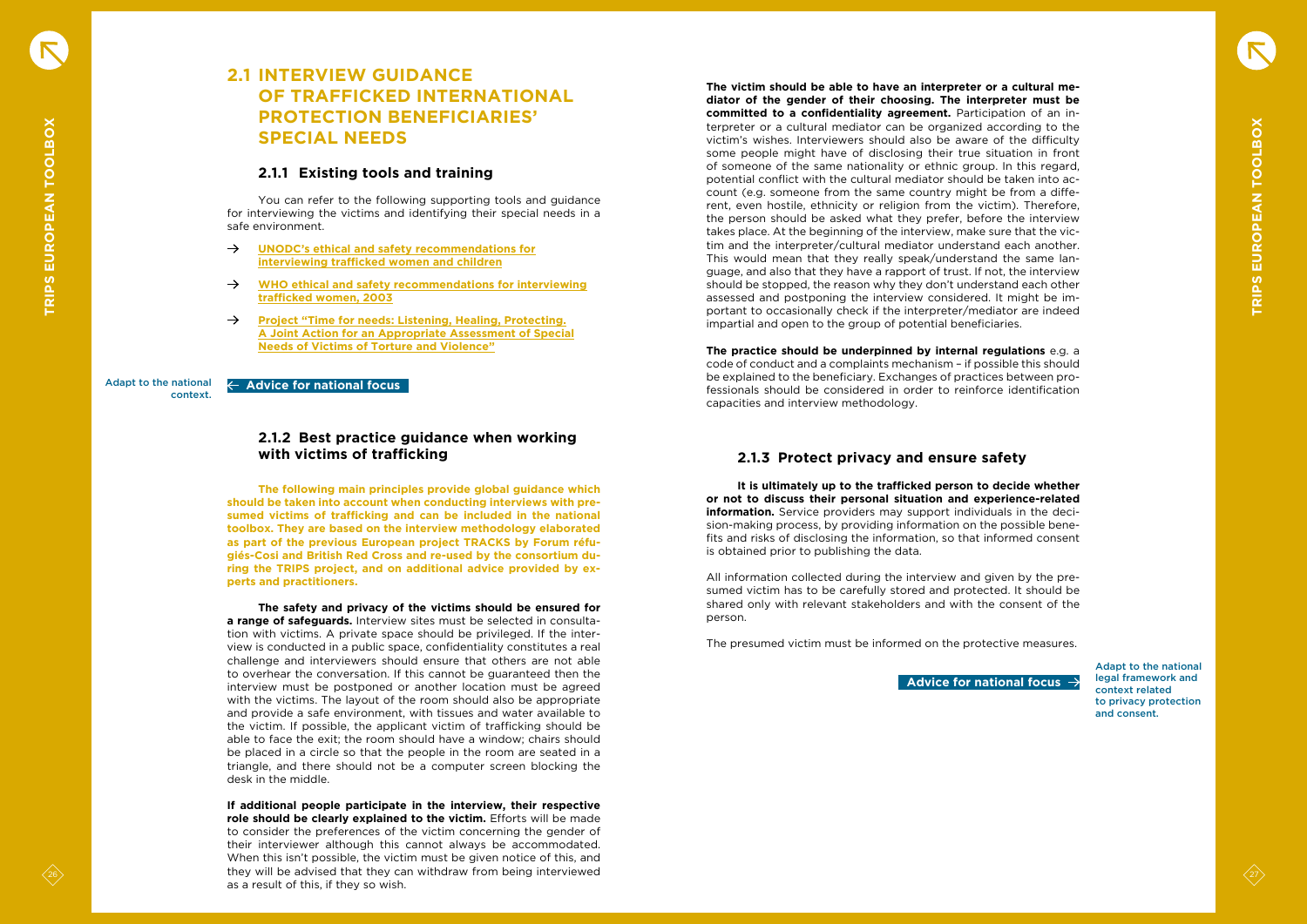## 2.1 INTERVIEW GUIDANCE OF TRAFFICKED INTERNATIONAL PROTECTION BENEFICIARIES' SPECIAL NEEDS

### 2.1.1 Existing tools and training

You can refer to the following supporting tools and guidance for interviewing the victims and identifying their special needs in a safe environment.

→ **UNODC's ethical and safety recommendations for interviewing trafficked women and children**

→ **WHO ethical and safety recommendations for interviewing trafficked women, 2003**

→ **Project "Time for needs: Listening, Healing, Protecting. A Joint Action for an Appropriate Assessment of Special Needs of Victims of Torture and Violence"**

Adapt to the national context.

← **Advice for national focus**

### 2.1.2 Best practice guidance when working with victims of trafficking

**The following main principles provide global guidance which should be taken into account when conducting interviews with presumed victims of trafficking and can be included in the national toolbox. They are based on the interview methodology elaborated as part of the previous European project TRACKS by Forum réfugiés-Cosi and British Red Cross and re-used by the consortium during the TRIPS project, and on additional advice provided by experts and practitioners.**

**The safety and privacy of the victims should be ensured for a range of safeguards.** Interview sites must be selected in consultation with victims. A private space should be privileged. If the interview is conducted in a public space, confidentiality constitutes a real challenge and interviewers should ensure that others are not able to overhear the conversation. If this cannot be guaranteed then the interview must be postponed or another location must be agreed with the victims. The layout of the room should also be appropriate and provide a safe environment, with tissues and water available to the victim. If possible, the applicant victim of trafficking should be able to face the exit; the room should have a window; chairs should be placed in a circle so that the people in the room are seated in a triangle, and there should not be a computer screen blocking the desk in the middle.

**If additional people participate in the interview, their respective role should be clearly explained to the victim.** Efforts will be made to consider the preferences of the victim concerning the gender of their interviewer although this cannot always be accommodated. When this isn't possible, the victim must be given notice of this, and they will be advised that they can withdraw from being interviewed as a result of this, if they so wish.

**The victim should be able to have an interpreter or a cultural mediator of the gender of their choosing. The interpreter must be committed to a confidentiality agreement.** Participation of an interpreter or a cultural mediator can be organized according to the victim's wishes. Interviewers should also be aware of the difficulty some people might have of disclosing their true situation in front of someone of the same nationality or ethnic group. In this regard, potential conflict with the cultural mediator should be taken into account (e.g. someone from the same country might be from a different, even hostile, ethnicity or religion from the victim). Therefore, the person should be asked what they prefer, before the interview takes place. At the beginning of the interview, make sure that the victim and the interpreter/cultural mediator understand each another. This would mean that they really speak/understand the same language, and also that they have a rapport of trust. If not, the interview should be stopped, the reason why they don't understand each other assessed and postponing the interview considered. It might be important to occasionally check if the interpreter/mediator are indeed impartial and open to the group of potential beneficiaries.

**The practice should be underpinned by internal regulations** e.g. a code of conduct and a complaints mechanism – if possible this should be explained to the beneficiary. Exchanges of practices between professionals should be considered in order to reinforce identification capacities and interview methodology.

### 2.1.3 Protect privacy and ensure safety

**It is ultimately up to the trafficked person to decide whether or not to discuss their personal situation and experience-related information.** Service providers may support individuals in the decision-making process, by providing information on the possible benefits and risks of disclosing the information, so that informed consent is obtained prior to publishing the data.

All information collected during the interview and given by the presumed victim has to be carefully stored and protected. It should be shared only with relevant stakeholders and with the consent of the person.

The presumed victim must be informed on the protective measures.

**Advice for national focus** →

Adapt to the national legal framework and context related to privacy protection and consent.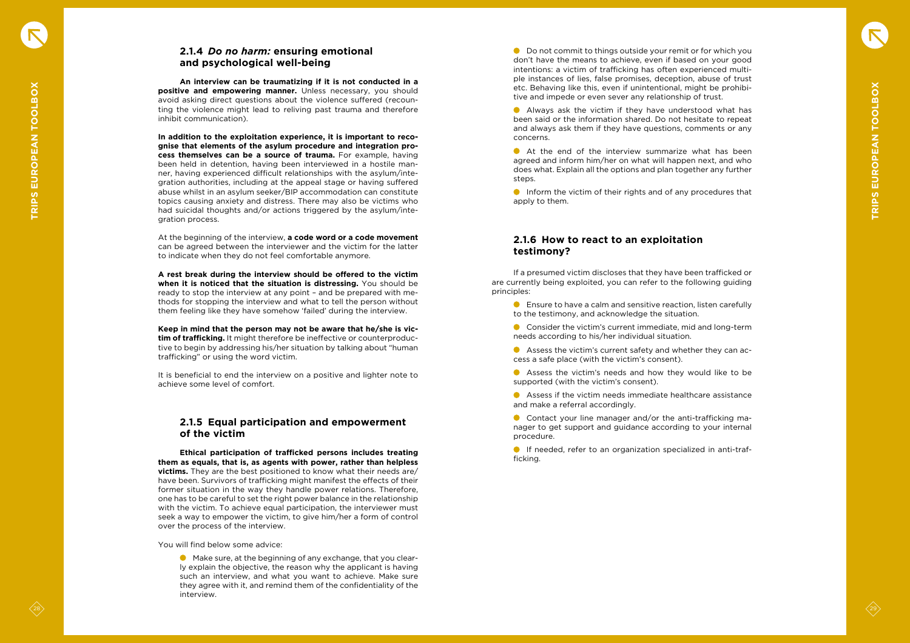### 2.1.4 *Do no harm:* ensuring emotional and psychological well-being

**An interview can be traumatizing if it is not conducted in a positive and empowering manner.** Unless necessary, you should avoid asking direct questions about the violence suffered (recounting the violence might lead to reliving past trauma and therefore inhibit communication).

**In addition to the exploitation experience, it is important to recognise that elements of the asylum procedure and integration process themselves can be a source of trauma.** For example, having been held in detention, having been interviewed in a hostile manner, having experienced difficult relationships with the asylum/integration authorities, including at the appeal stage or having suffered abuse whilst in an asylum seeker/BIP accommodation can constitute topics causing anxiety and distress. There may also be victims who had suicidal thoughts and/or actions triggered by the asylum/integration process.

At the beginning of the interview, **a code word or a code movement** can be agreed between the interviewer and the victim for the latter to indicate when they do not feel comfortable anymore.

**A rest break during the interview should be offered to the victim when it is noticed that the situation is distressing.** You should be ready to stop the interview at any point – and be prepared with methods for stopping the interview and what to tell the person without them feeling like they have somehow 'failed' during the interview.

**Keep in mind that the person may not be aware that he/she is victim of trafficking.** It might therefore be ineffective or counterproductive to begin by addressing his/her situation by talking about "human trafficking" or using the word victim.

It is beneficial to end the interview on a positive and lighter note to achieve some level of comfort.

### 2.1.5 Equal participation and empowerment of the victim

**Ethical participation of trafficked persons includes treating them as equals, that is, as agents with power, rather than helpless victims.** They are the best positioned to know what their needs are/have been. Survivors of trafficking might manifest the effects of their former situation in the way they handle power relations. Therefore, one has to be careful to set the right power balance in the relationship with the victim. To achieve equal participation, the interviewer must seek a way to empower the victim, to give him/her a form of control over the process of the interview.

You will find below some advice:

- Make sure, at the beginning of any exchange, that you clearly explain the objective, the reason why the applicant is having such an interview, and what you want to achieve. Make sure they agree with it, and remind them of the confidentiality of the interview.
- Do not commit to things outside your remit or for which you don't have the means to achieve, even if based on your good intentions: a victim of trafficking has often experienced multiple instances of lies, false promises, deception, abuse of trust etc. Behaving like this, even if unintentional, might be prohibitive and impede or even sever any relationship of trust.
- Always ask the victim if they have understood what has been said or the information shared. Do not hesitate to repeat and always ask them if they have questions, comments or any concerns.
- At the end of the interview summarize what has been agreed and inform him/her on what will happen next, and who does what. Explain all the options and plan together any further steps.
- Inform the victim of their rights and of any procedures that apply to them.

### 2.1.6 How to react to an exploitation testimony?

If a presumed victim discloses that they have been trafficked or are currently being exploited, you can refer to the following guiding principles:

- Ensure to have a calm and sensitive reaction, listen carefully to the testimony, and acknowledge the situation.
- Consider the victim's current immediate, mid and long-term needs according to his/her individual situation.
- Assess the victim's current safety and whether they can access a safe place (with the victim's consent).
- Assess the victim's needs and how they would like to be supported (with the victim's consent).
- Assess if the victim needs immediate healthcare assistance and make a referral accordingly.
- Contact your line manager and/or the anti-trafficking manager to get support and guidance according to your internal procedure.
- If needed, refer to an organization specialized in anti-trafficking.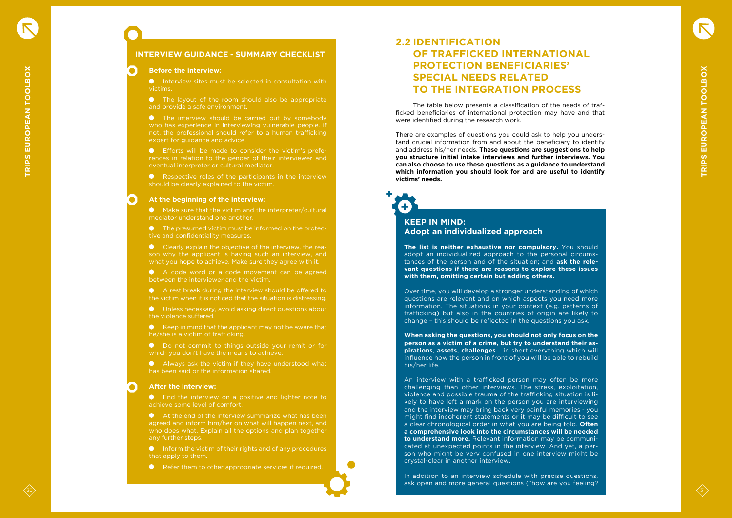## INTERVIEW GUIDANCE - SUMMARY CHECKLIST

**Before the interview:**

- Interview sites must be selected in consultation with victims.
- The layout of the room should also be appropriate and provide a safe environment.
- The interview should be carried out by somebody who has experience in interviewing vulnerable people. If not, the professional should refer to a human trafficking expert for guidance and advice.
- Efforts will be made to consider the victim's preferences in relation to the gender of their interviewer and eventual interpreter or cultural mediator.
- Respective roles of the participants in the interview should be clearly explained to the victim.

**At the beginning of the interview:**

- Make sure that the victim and the interpreter/cultural mediator understand one another.
- The presumed victim must be informed on the protective and confidentiality measures.
- Clearly explain the objective of the interview, the reason why the applicant is having such an interview, and what you hope to achieve. Make sure they agree with it.
- A code word or a code movement can be agreed between the interviewer and the victim.
- A rest break during the interview should be offered to the victim when it is noticed that the situation is distressing.
- Unless necessary, avoid asking direct questions about the violence suffered.
- Keep in mind that the applicant may not be aware that he/she is a victim of trafficking.
- Do not commit to things outside your remit or for which you don't have the means to achieve.
- Always ask the victim if they have understood what has been said or the information shared.

**After the interview:**

- End the interview on a positive and lighter note to achieve some level of comfort.
- At the end of the interview summarize what has been agreed and inform him/her on what will happen next, and who does what. Explain all the options and plan together any further steps.
- Inform the victim of their rights and of any procedures that apply to them.
- Refer them to other appropriate services if required.

## 2.2 IDENTIFICATION OF TRAFFICKED INTERNATIONAL PROTECTION BENEFICIARIES' SPECIAL NEEDS RELATED TO THE INTEGRATION PROCESS

The table below presents a classification of the needs of trafficked beneficiaries of international protection may have and that were identified during the research work.

There are examples of questions you could ask to help you understand crucial information from and about the beneficiary to identify and address his/her needs. **These questions are suggestions to help you structure initial intake interviews and further interviews. You can also choose to use these questions as a guidance to understand which information you should look for and are useful to identify victims' needs.**

### KEEP IN MIND: Adopt an individualized approach

**The list is neither exhaustive nor compulsory.** You should adopt an individualized approach to the personal circumstances of the person and of the situation; and **ask the relevant questions if there are reasons to explore these issues with them, omitting certain but adding others.**

Over time, you will develop a stronger understanding of which questions are relevant and on which aspects you need more information. The situations in your context (e.g. patterns of trafficking) but also in the countries of origin are likely to change – this should be reflected in the questions you ask.

**When asking the questions, you should not only focus on the person as a victim of a crime, but try to understand their aspirations, assets, challenges...** in short everything which will influence how the person in front of you will be able to rebuild his/her life.

An interview with a trafficked person may often be more challenging than other interviews. The stress, exploitation, violence and possible trauma of the trafficking situation is likely to have left a mark on the person you are interviewing and the interview may bring back very painful memories - you might find incoherent statements or it may be difficult to see a clear chronological order in what you are being told. **Often a comprehensive look into the circumstances will be needed to understand more.** Relevant information may be communicated at unexpected points in the interview. And yet, a person who might be very confused in one interview might be crystal-clear in another interview.

In addition to an interview schedule with precise questions, ask open and more general questions ("how are you feeling?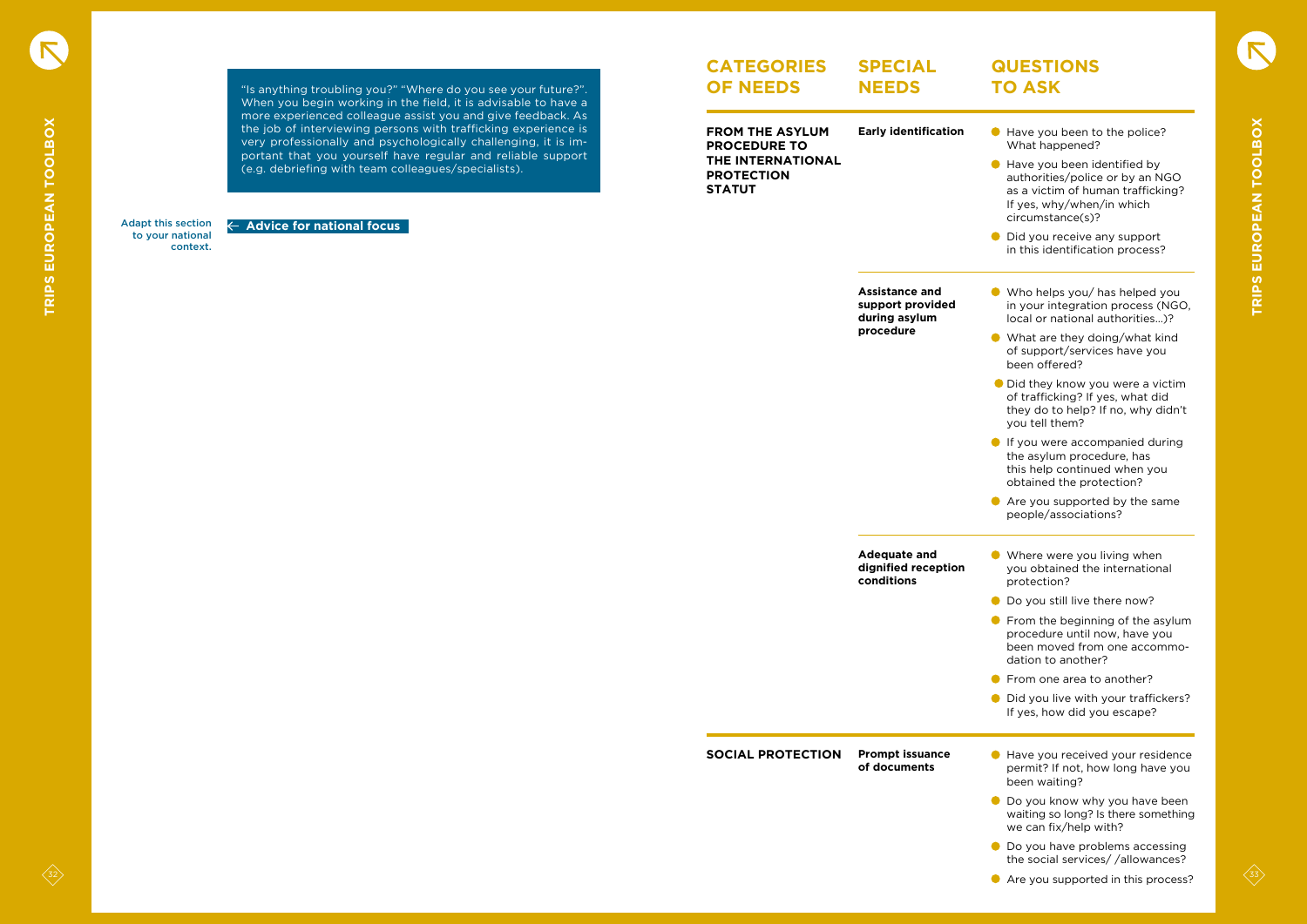"Is anything troubling you?" "Where do you see your future?". When you begin working in the field, it is advisable to have a more experienced colleague assist you and give feedback. As the job of interviewing persons with trafficking experience is very professionally and psychologically challenging, it is important that you yourself have regular and reliable support (e.g. debriefing with team colleagues/specialists).

Adapt this section to your national context.

← **Advice for national focus**

| CATEGORIES OF NEEDS | SPECIAL NEEDS | QUESTIONS TO ASK |
|---|---|---|
| **FROM THE ASYLUM PROCEDURE TO THE INTERNATIONAL PROTECTION STATUT** | **Early identification** | • Have you been to the police? What happened?<br>• Have you been identified by authorities/police or by an NGO as a victim of human trafficking? If yes, why/when/in which circumstance(s)?<br>• Did you receive any support in this identification process? |
| | **Assistance and support provided during asylum procedure** | • Who helps you/ has helped you in your integration process (NGO, local or national authorities…)?<br>• What are they doing/what kind of support/services have you been offered?<br>• Did they know you were a victim of trafficking? If yes, what did they do to help? If no, why didn't you tell them?<br>• If you were accompanied during the asylum procedure, has this help continued when you obtained the protection?<br>• Are you supported by the same people/associations? |
| | **Adequate and dignified reception conditions** | • Where were you living when you obtained the international protection?<br>• Do you still live there now?<br>• From the beginning of the asylum procedure until now, have you been moved from one accommodation to another?<br>• From one area to another?<br>• Did you live with your traffickers? If yes, how did you escape? |
| **SOCIAL PROTECTION** | **Prompt issuance of documents** | • Have you received your residence permit? If not, how long have you been waiting?<br>• Do you know why you have been waiting so long? Is there something we can fix/help with?<br>• Do you have problems accessing the social services/ /allowances?<br>• Are you supported in this process? |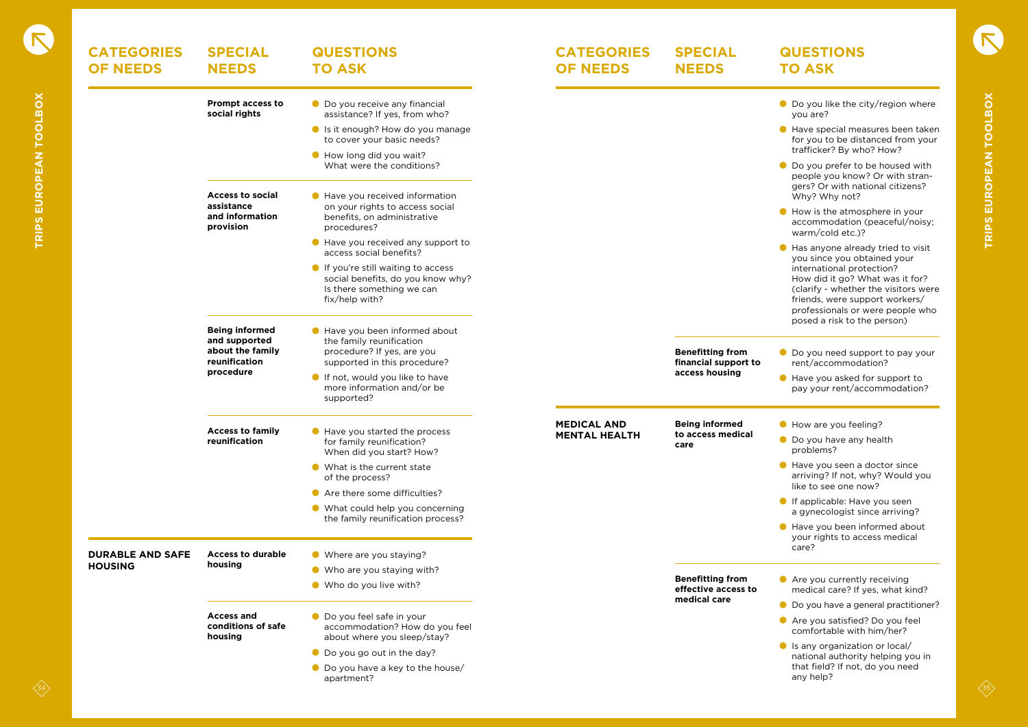| CATEGORIES OF NEEDS | SPECIAL NEEDS | QUESTIONS TO ASK |
|---|---|---|
| | **Prompt access to social rights** | • Do you receive any financial assistance? If yes, from who?<br>• Is it enough? How do you manage to cover your basic needs?<br>• How long did you wait? What were the conditions? |
| | **Access to social assistance and information provision** | • Have you received information on your rights to access social benefits, on administrative procedures?<br>• Have you received any support to access social benefits?<br>• If you're still waiting to access social benefits, do you know why? Is there something we can fix/help with? |
| | **Being informed and supported about the family reunification procedure** | • Have you been informed about the family reunification procedure? If yes, are you supported in this procedure?<br>• If not, would you like to have more information and/or be supported? |
| | **Access to family reunification** | • Have you started the process for family reunification? When did you start? How?<br>• What is the current state of the process?<br>• Are there some difficulties?<br>• What could help you concerning the family reunification process? |
| **DURABLE AND SAFE HOUSING** | **Access to durable housing** | • Where are you staying?<br>• Who are you staying with?<br>• Who do you live with? |
| | **Access and conditions of safe housing** | • Do you feel safe in your accommodation? How do you feel about where you sleep/stay?<br>• Do you go out in the day?<br>• Do you have a key to the house/apartment?<br>• Do you like the city/region where you are?<br>• Have special measures been taken for you to be distanced from your trafficker? By who? How?<br>• Do you prefer to be housed with people you know? Or with strangers? Or with national citizens? Why? Why not?<br>• How is the atmosphere in your accommodation (peaceful/noisy; warm/cold etc.)?<br>• Has anyone already tried to visit you since you obtained your international protection? How did it go? What was it for? (clarify - whether the visitors were friends, were support workers/professionals or were people who posed a risk to the person) |
| | **Benefitting from financial support to access housing** | • Do you need support to pay your rent/accommodation?<br>• Have you asked for support to pay your rent/accommodation? |
| **MEDICAL AND MENTAL HEALTH** | **Being informed to access medical care** | • How are you feeling?<br>• Do you have any health problems?<br>• Have you seen a doctor since arriving? If not, why? Would you like to see one now?<br>• If applicable: Have you seen a gynecologist since arriving?<br>• Have you been informed about your rights to access medical care? |
| | **Benefitting from effective access to medical care** | • Are you currently receiving medical care? If yes, what kind?<br>• Do you have a general practitioner?<br>• Are you satisfied? Do you feel comfortable with him/her?<br>• Is any organization or local/national authority helping you in that field? If not, do you need any help? |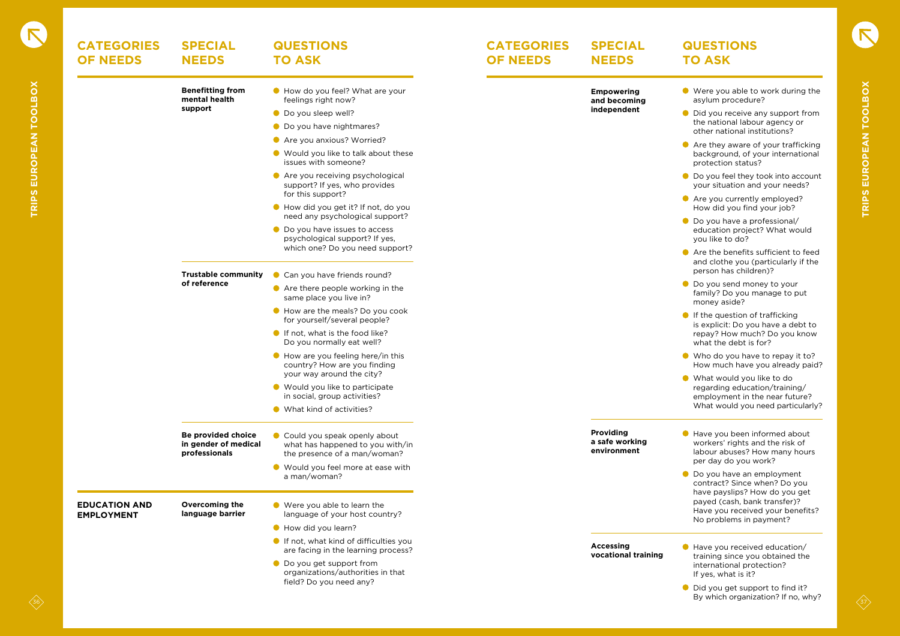| CATEGORIES OF NEEDS | SPECIAL NEEDS | QUESTIONS TO ASK |
|---|---|---|
| | **Benefitting from mental health support** | • How do you feel? What are your feelings right now?<br>• Do you sleep well?<br>• Do you have nightmares?<br>• Are you anxious? Worried?<br>• Would you like to talk about these issues with someone?<br>• Are you receiving psychological support? If yes, who provides for this support?<br>• How did you get it? If not, do you need any psychological support?<br>• Do you have issues to access psychological support? If yes, which one? Do you need support? |
| | **Trustable community of reference** | • Can you have friends round?<br>• Are there people working in the same place you live in?<br>• How are the meals? Do you cook for yourself/several people?<br>• If not, what is the food like? Do you normally eat well?<br>• How are you feeling here/in this country? How are you finding your way around the city?<br>• Would you like to participate in social, group activities?<br>• What kind of activities? |
| | **Be provided choice in gender of medical professionals** | • Could you speak openly about what has happened to you with/in the presence of a man/woman?<br>• Would you feel more at ease with a man/woman? |
| **EDUCATION AND EMPLOYMENT** | **Overcoming the language barrier** | • Were you able to learn the language of your host country?<br>• How did you learn?<br>• If not, what kind of difficulties you are facing in the learning process?<br>• Do you get support from organizations/authorities in that field? Do you need any? |

| CATEGORIES OF NEEDS | SPECIAL NEEDS | QUESTIONS TO ASK |
|---|---|---|
| | **Empowering and becoming independent** | • Were you able to work during the asylum procedure?<br>• Did you receive any support from the national labour agency or other national institutions?<br>• Are they aware of your trafficking background, of your international protection status?<br>• Do you feel they took into account your situation and your needs?<br>• Are you currently employed? How did you find your job?<br>• Do you have a professional/education project? What would you like to do?<br>• Are the benefits sufficient to feed and clothe you (particularly if the person has children)?<br>• Do you send money to your family? Do you manage to put money aside?<br>• If the question of trafficking is explicit: Do you have a debt to repay? How much? Do you know what the debt is for?<br>• Who do you have to repay it to? How much have you already paid?<br>• What would you like to do regarding education/training/employment in the near future? What would you need particularly? |
| | **Providing a safe working environment** | • Have you been informed about workers' rights and the risk of labour abuses? How many hours per day do you work?<br>• Do you have an employment contract? Since when? Do you have payslips? How do you get payed (cash, bank transfer)? Have you received your benefits? No problems in payment? |
| | **Accessing vocational training** | • Have you received education/training since you obtained the international protection? If yes, what is it?<br>• Did you get support to find it? By which organization? If no, why? |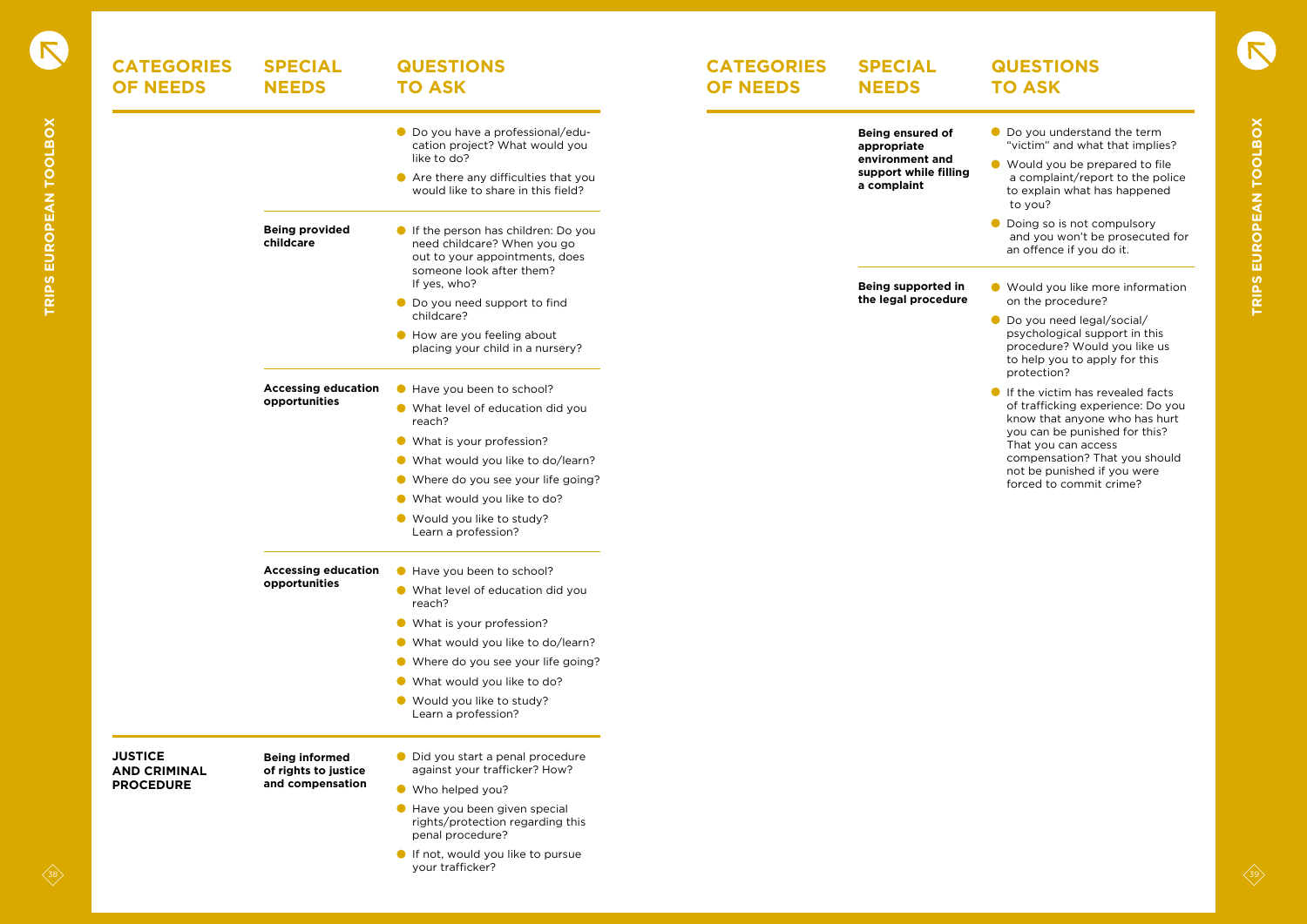| CATEGORIES OF NEEDS | SPECIAL NEEDS | QUESTIONS TO ASK |
|---|---|---|
| | | • Do you have a professional/education project? What would you like to do?<br>• Are there any difficulties that you would like to share in this field? |
| | **Being provided childcare** | • If the person has children: Do you need childcare? When you go out to your appointments, does someone look after them? If yes, who?<br>• Do you need support to find childcare?<br>• How are you feeling about placing your child in a nursery? |
| | **Accessing education opportunities** | • Have you been to school?<br>• What level of education did you reach?<br>• What is your profession?<br>• What would you like to do/learn?<br>• Where do you see your life going?<br>• What would you like to do?<br>• Would you like to study? Learn a profession? |
| | **Accessing education opportunities** | • Have you been to school?<br>• What level of education did you reach?<br>• What is your profession?<br>• What would you like to do/learn?<br>• Where do you see your life going?<br>• What would you like to do?<br>• Would you like to study? Learn a profession? |
| **JUSTICE AND CRIMINAL PROCEDURE** | **Being informed of rights to justice and compensation** | • Did you start a penal procedure against your trafficker? How?<br>• Who helped you?<br>• Have you been given special rights/protection regarding this penal procedure?<br>• If not, would you like to pursue your trafficker? |
| | **Being ensured of appropriate environment and support while filling a complaint** | • Do you understand the term "victim" and what that implies?<br>• Would you be prepared to file a complaint/report to the police to explain what has happened to you?<br>• Doing so is not compulsory and you won't be prosecuted for an offence if you do it. |
| | **Being supported in the legal procedure** | • Would you like more information on the procedure?<br>• Do you need legal/social/psychological support in this procedure? Would you like us to help you to apply for this protection?<br>• If the victim has revealed facts of trafficking experience: Do you know that anyone who has hurt you can be punished for this? That you can access compensation? That you should not be punished if you were forced to commit crime? |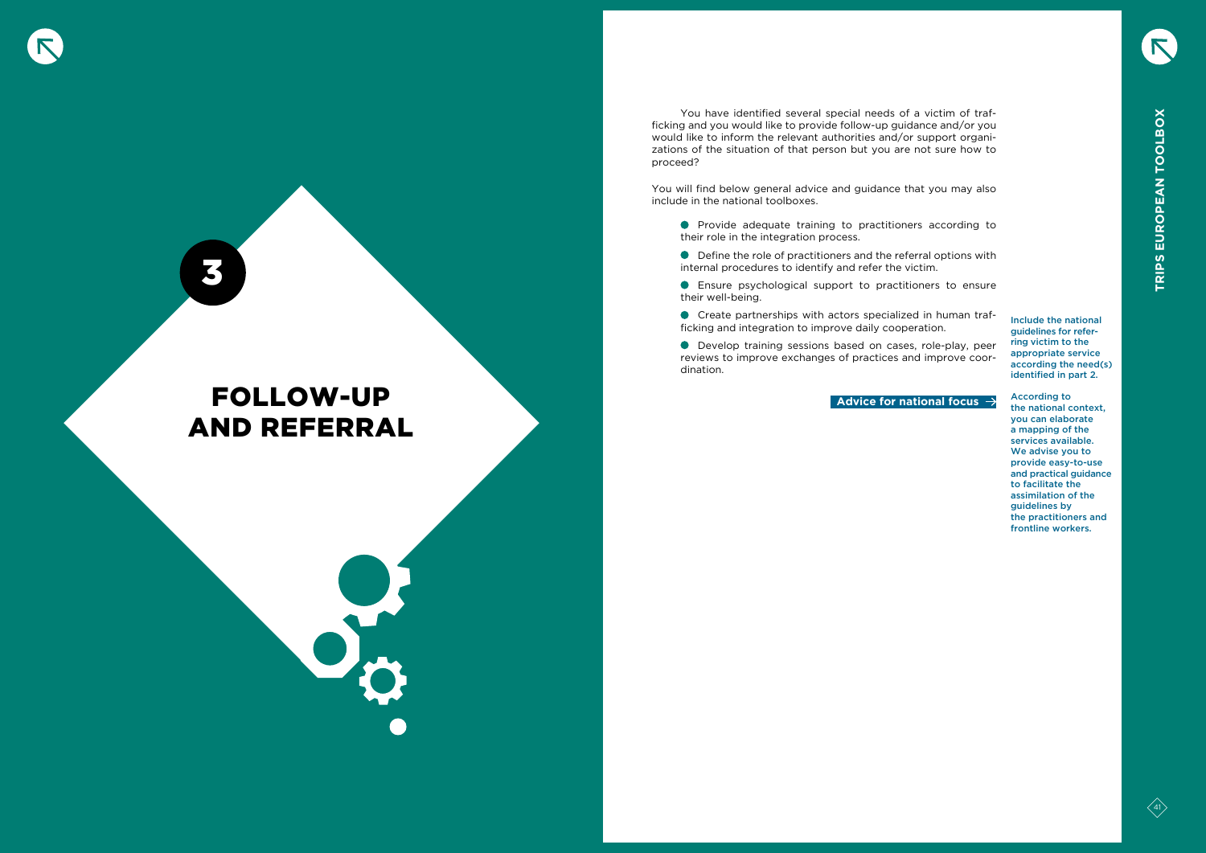# 3 FOLLOW-UP AND REFERRAL

You have identified several special needs of a victim of trafficking and you would like to provide follow-up guidance and/or you would like to inform the relevant authorities and/or support organizations of the situation of that person but you are not sure how to proceed?

You will find below general advice and guidance that you may also include in the national toolboxes.

- Provide adequate training to practitioners according to their role in the integration process.
- Define the role of practitioners and the referral options with internal procedures to identify and refer the victim.
- Ensure psychological support to practitioners to ensure their well-being.
- Create partnerships with actors specialized in human trafficking and integration to improve daily cooperation.
- Develop training sessions based on cases, role-play, peer reviews to improve exchanges of practices and improve coordination.

**Advice for national focus →**

Include the national guidelines for referring victim to the appropriate service according the need(s) identified in part 2.

According to the national context, you can elaborate a mapping of the services available. We advise you to provide easy-to-use and practical guidance to facilitate the assimilation of the guidelines by the practitioners and frontline workers.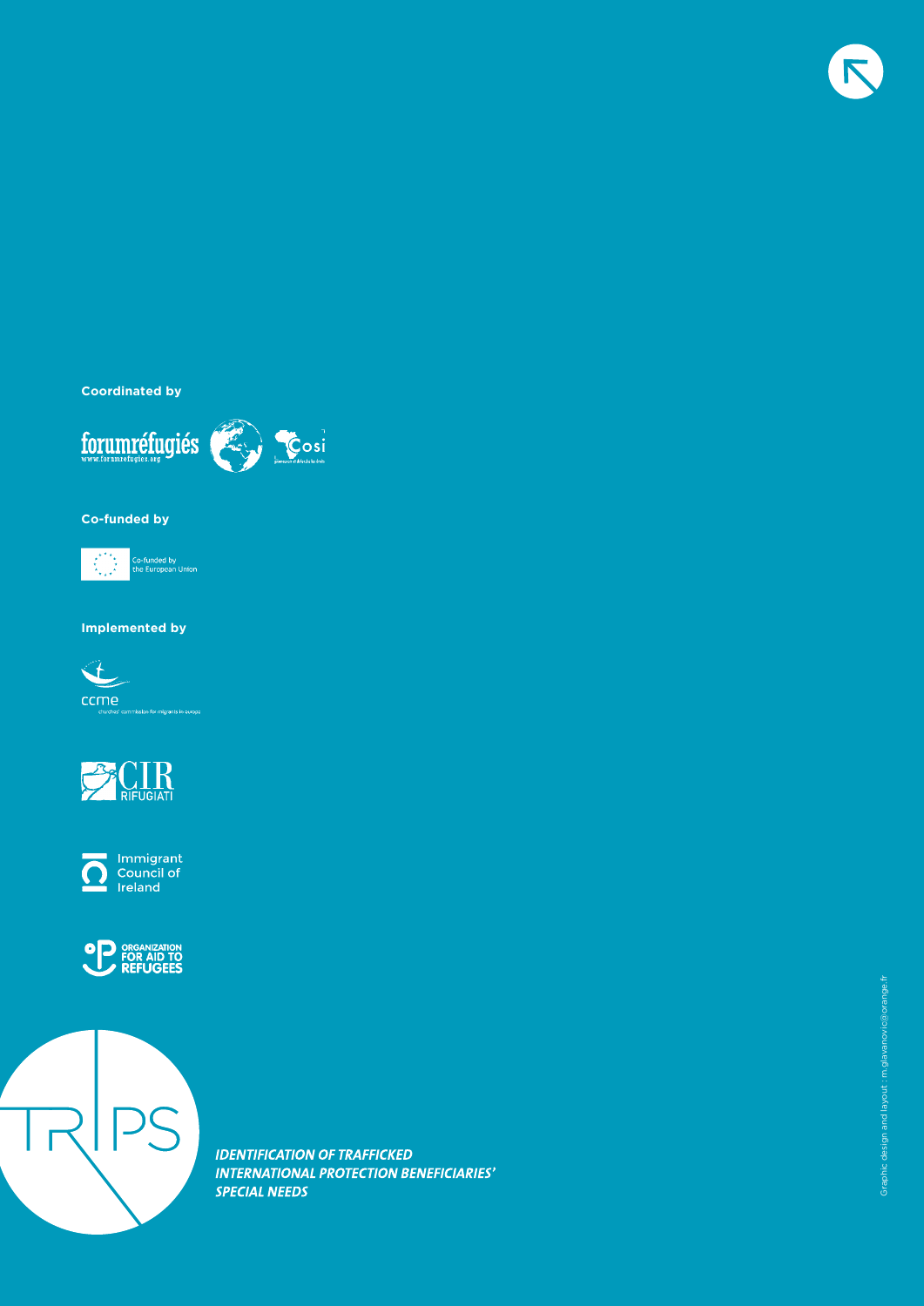**Coordinated by**

forumréfugiés
www.forumrefugies.org

Cosi

**Co-funded by**

Co-funded by the European Union

**Implemented by**

ccme
churches' commission for migrants in europe

CIR
RIFUGIATI

Immigrant Council of Ireland

ORGANIZATION FOR AID TO REFUGEES

TRIPS

***IDENTIFICATION OF TRAFFICKED INTERNATIONAL PROTECTION BENEFICIARIES' SPECIAL NEEDS***

Graphic design and layout : m.glavanovic@orange.fr